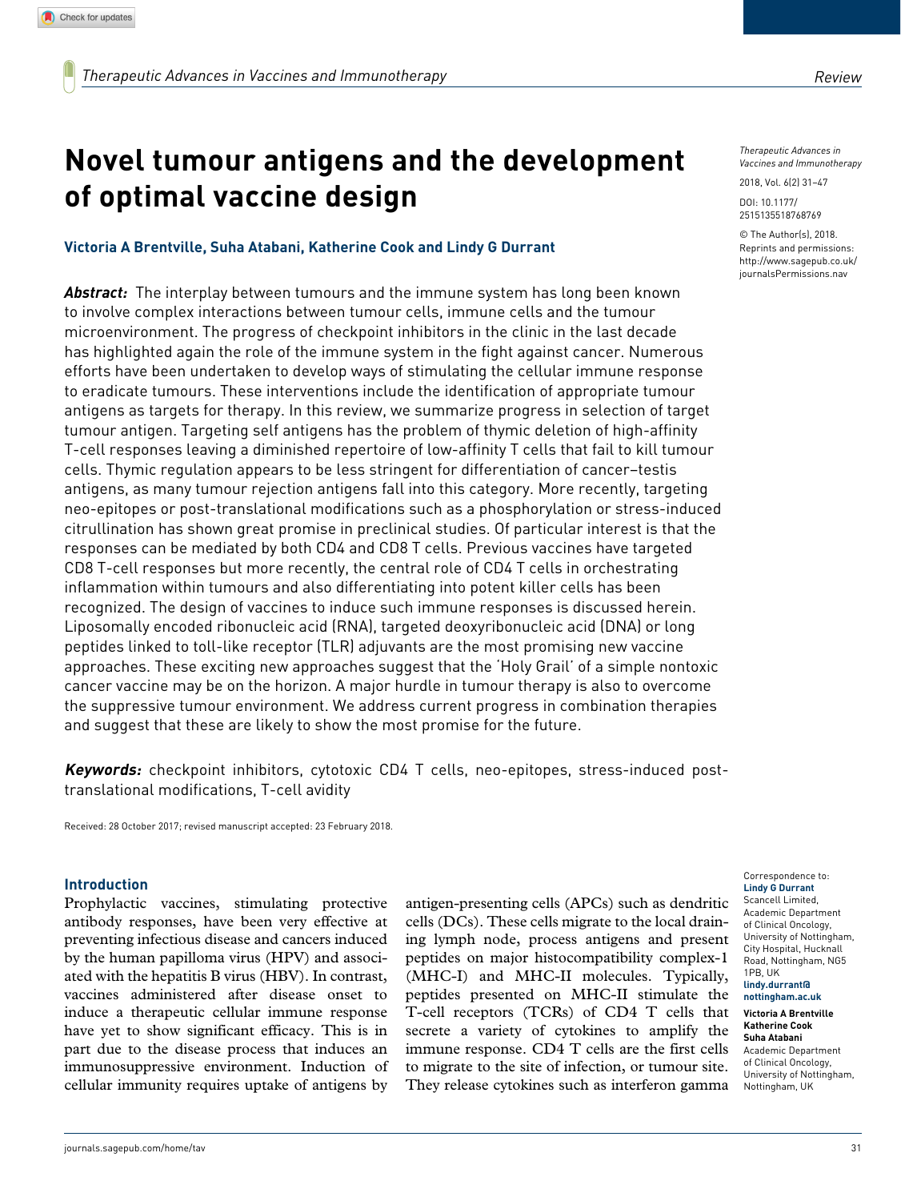# Novel tumour antigens and the development of optimal vaccine design

**Victoria A Brentville, Suha Atabani, Katherine Cook and Lindy G Durrant**

***Abstract:*** The interplay between tumours and the immune system has long been known to involve complex interactions between tumour cells, immune cells and the tumour microenvironment. The progress of checkpoint inhibitors in the clinic in the last decade has highlighted again the role of the immune system in the fight against cancer. Numerous efforts have been undertaken to develop ways of stimulating the cellular immune response to eradicate tumours. These interventions include the identification of appropriate tumour antigens as targets for therapy. In this review, we summarize progress in selection of target tumour antigen. Targeting self antigens has the problem of thymic deletion of high-affinity T-cell responses leaving a diminished repertoire of low-affinity T cells that fail to kill tumour cells. Thymic regulation appears to be less stringent for differentiation of cancer–testis antigens, as many tumour rejection antigens fall into this category. More recently, targeting neo-epitopes or post-translational modifications such as a phosphorylation or stress-induced citrullination has shown great promise in preclinical studies. Of particular interest is that the responses can be mediated by both CD4 and CD8 T cells. Previous vaccines have targeted CD8 T-cell responses but more recently, the central role of CD4 T cells in orchestrating inflammation within tumours and also differentiating into potent killer cells has been recognized. The design of vaccines to induce such immune responses is discussed herein. Liposomally encoded ribonucleic acid (RNA), targeted deoxyribonucleic acid (DNA) or long peptides linked to toll-like receptor (TLR) adjuvants are the most promising new vaccine approaches. These exciting new approaches suggest that the 'Holy Grail' of a simple nontoxic cancer vaccine may be on the horizon. A major hurdle in tumour therapy is also to overcome the suppressive tumour environment. We address current progress in combination therapies and suggest that these are likely to show the most promise for the future.

***Keywords:*** checkpoint inhibitors, cytotoxic CD4 T cells, neo-epitopes, stress-induced post-translational modifications, T-cell avidity

Received: 28 October 2017; revised manuscript accepted: 23 February 2018.

Correspondence to:
**Lindy G Durrant**
Scancell Limited, Academic Department of Clinical Oncology, University of Nottingham, City Hospital, Hucknall Road, Nottingham, NG5 1PB, UK
**lindy.durrant@nottingham.ac.uk**

**Victoria A Brentville**
**Katherine Cook**
**Suha Atabani**
Academic Department of Clinical Oncology, University of Nottingham, Nottingham, UK

## Introduction

Prophylactic vaccines, stimulating protective antibody responses, have been very effective at preventing infectious disease and cancers induced by the human papilloma virus (HPV) and associated with the hepatitis B virus (HBV). In contrast, vaccines administered after disease onset to induce a therapeutic cellular immune response have yet to show significant efficacy. This is in part due to the disease process that induces an immunosuppressive environment. Induction of cellular immunity requires uptake of antigens by antigen-presenting cells (APCs) such as dendritic cells (DCs). These cells migrate to the local draining lymph node, process antigens and present peptides on major histocompatibility complex-1 (MHC-I) and MHC-II molecules. Typically, peptides presented on MHC-II stimulate the T-cell receptors (TCRs) of CD4 T cells that secrete a variety of cytokines to amplify the immune response. CD4 T cells are the first cells to migrate to the site of infection, or tumour site. They release cytokines such as interferon gamma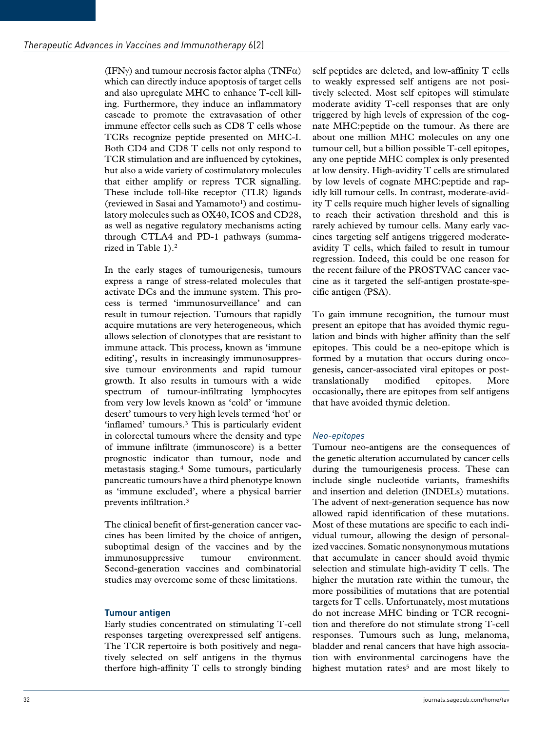(IFNγ) and tumour necrosis factor alpha (TNFα) which can directly induce apoptosis of target cells and also upregulate MHC to enhance T-cell killing. Furthermore, they induce an inflammatory cascade to promote the extravasation of other immune effector cells such as CD8 T cells whose TCRs recognize peptide presented on MHC-I. Both CD4 and CD8 T cells not only respond to TCR stimulation and are influenced by cytokines, but also a wide variety of costimulatory molecules that either amplify or repress TCR signalling. These include toll-like receptor (TLR) ligands (reviewed in Sasai and Yamamoto[1]) and costimulatory molecules such as OX40, ICOS and CD28, as well as negative regulatory mechanisms acting through CTLA4 and PD-1 pathways (summarized in Table 1).[2]

In the early stages of tumourigenesis, tumours express a range of stress-related molecules that activate DCs and the immune system. This process is termed 'immunosurveillance' and can result in tumour rejection. Tumours that rapidly acquire mutations are very heterogeneous, which allows selection of clonotypes that are resistant to immune attack. This process, known as 'immune editing', results in increasingly immunosuppressive tumour environments and rapid tumour growth. It also results in tumours with a wide spectrum of tumour-infiltrating lymphocytes from very low levels known as 'cold' or 'immune desert' tumours to very high levels termed 'hot' or 'inflamed' tumours.[3] This is particularly evident in colorectal tumours where the density and type of immune infiltrate (immunoscore) is a better prognostic indicator than tumour, node and metastasis staging.[4] Some tumours, particularly pancreatic tumours have a third phenotype known as 'immune excluded', where a physical barrier prevents infiltration.[3]

The clinical benefit of first-generation cancer vaccines has been limited by the choice of antigen, suboptimal design of the vaccines and by the immunosuppressive tumour environment. Second-generation vaccines and combinatorial studies may overcome some of these limitations.

## Tumour antigen

Early studies concentrated on stimulating T-cell responses targeting overexpressed self antigens. The TCR repertoire is both positively and negatively selected on self antigens in the thymus therfore high-affinity T cells to strongly binding self peptides are deleted, and low-affinity T cells to weakly expressed self antigens are not positively selected. Most self epitopes will stimulate moderate avidity T-cell responses that are only triggered by high levels of expression of the cognate MHC:peptide on the tumour. As there are about one million MHC molecules on any one tumour cell, but a billion possible T-cell epitopes, any one peptide MHC complex is only presented at low density. High-avidity T cells are stimulated by low levels of cognate MHC:peptide and rapidly kill tumour cells. In contrast, moderate-avidity T cells require much higher levels of signalling to reach their activation threshold and this is rarely achieved by tumour cells. Many early vaccines targeting self antigens triggered moderate-avidity T cells, which failed to result in tumour regression. Indeed, this could be one reason for the recent failure of the PROSTVAC cancer vaccine as it targeted the self-antigen prostate-specific antigen (PSA).

To gain immune recognition, the tumour must present an epitope that has avoided thymic regulation and binds with higher affinity than the self epitopes. This could be a neo-epitope which is formed by a mutation that occurs during oncogenesis, cancer-associated viral epitopes or post-translationally modified epitopes. More occasionally, there are epitopes from self antigens that have avoided thymic deletion.

### *Neo-epitopes*

Tumour neo-antigens are the consequences of the genetic alteration accumulated by cancer cells during the tumourigenesis process. These can include single nucleotide variants, frameshifts and insertion and deletion (INDELs) mutations. The advent of next-generation sequence has now allowed rapid identification of these mutations. Most of these mutations are specific to each individual tumour, allowing the design of personalized vaccines. Somatic nonsynonymous mutations that accumulate in cancer should avoid thymic selection and stimulate high-avidity T cells. The higher the mutation rate within the tumour, the more possibilities of mutations that are potential targets for T cells. Unfortunately, most mutations do not increase MHC binding or TCR recognition and therefore do not stimulate strong T-cell responses. Tumours such as lung, melanoma, bladder and renal cancers that have high association with environmental carcinogens have the highest mutation rates[5] and are most likely to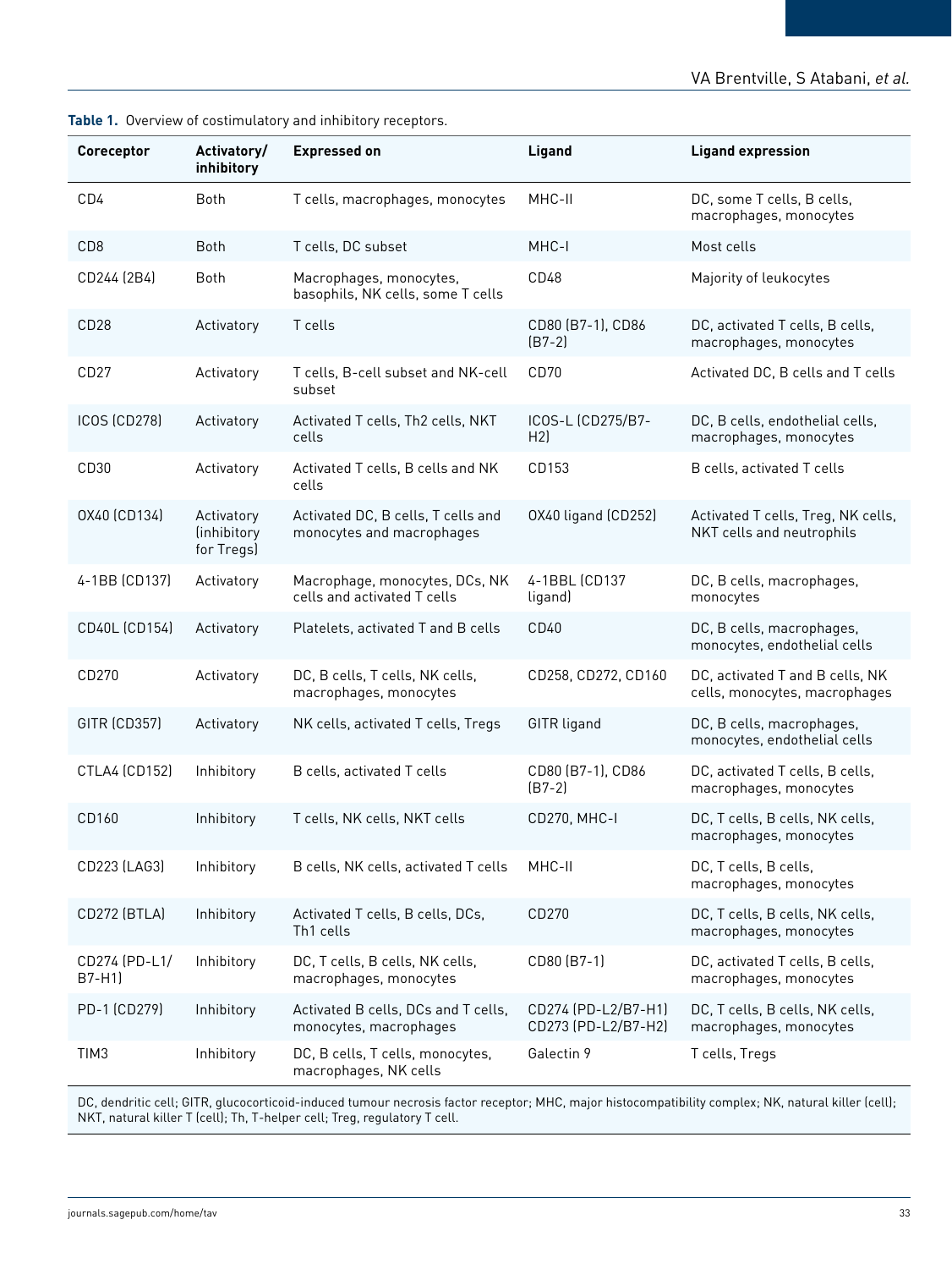**Table 1.** Overview of costimulatory and inhibitory receptors.

| Coreceptor | Activatory/ inhibitory | Expressed on | Ligand | Ligand expression |
|---|---|---|---|---|
| CD4 | Both | T cells, macrophages, monocytes | MHC-II | DC, some T cells, B cells, macrophages, monocytes |
| CD8 | Both | T cells, DC subset | MHC-I | Most cells |
| CD244 (2B4) | Both | Macrophages, monocytes, basophils, NK cells, some T cells | CD48 | Majority of leukocytes |
| CD28 | Activatory | T cells | CD80 (B7-1), CD86 (B7-2) | DC, activated T cells, B cells, macrophages, monocytes |
| CD27 | Activatory | T cells, B-cell subset and NK-cell subset | CD70 | Activated DC, B cells and T cells |
| ICOS (CD278) | Activatory | Activated T cells, Th2 cells, NKT cells | ICOS-L (CD275/B7-H2) | DC, B cells, endothelial cells, macrophages, monocytes |
| CD30 | Activatory | Activated T cells, B cells and NK cells | CD153 | B cells, activated T cells |
| OX40 (CD134) | Activatory (inhibitory for Tregs) | Activated DC, B cells, T cells and monocytes and macrophages | OX40 ligand (CD252) | Activated T cells, Treg, NK cells, NKT cells and neutrophils |
| 4-1BB (CD137) | Activatory | Macrophage, monocytes, DCs, NK cells and activated T cells | 4-1BBL (CD137 ligand) | DC, B cells, macrophages, monocytes |
| CD40L (CD154) | Activatory | Platelets, activated T and B cells | CD40 | DC, B cells, macrophages, monocytes, endothelial cells |
| CD270 | Activatory | DC, B cells, T cells, NK cells, macrophages, monocytes | CD258, CD272, CD160 | DC, activated T and B cells, NK cells, monocytes, macrophages |
| GITR (CD357) | Activatory | NK cells, activated T cells, Tregs | GITR ligand | DC, B cells, macrophages, monocytes, endothelial cells |
| CTLA4 (CD152) | Inhibitory | B cells, activated T cells | CD80 (B7-1), CD86 (B7-2) | DC, activated T cells, B cells, macrophages, monocytes |
| CD160 | Inhibitory | T cells, NK cells, NKT cells | CD270, MHC-I | DC, T cells, B cells, NK cells, macrophages, monocytes |
| CD223 (LAG3) | Inhibitory | B cells, NK cells, activated T cells | MHC-II | DC, T cells, B cells, macrophages, monocytes |
| CD272 (BTLA) | Inhibitory | Activated T cells, B cells, DCs, Th1 cells | CD270 | DC, T cells, B cells, NK cells, macrophages, monocytes |
| CD274 (PD-L1/ B7-H1) | Inhibitory | DC, T cells, B cells, NK cells, macrophages, monocytes | CD80 (B7-1) | DC, activated T cells, B cells, macrophages, monocytes |
| PD-1 (CD279) | Inhibitory | Activated B cells, DCs and T cells, monocytes, macrophages | CD274 (PD-L2/B7-H1) CD273 (PD-L2/B7-H2) | DC, T cells, B cells, NK cells, macrophages, monocytes |
| TIM3 | Inhibitory | DC, B cells, T cells, monocytes, macrophages, NK cells | Galectin 9 | T cells, Tregs |

DC, dendritic cell; GITR, glucocorticoid-induced tumour necrosis factor receptor; MHC, major histocompatibility complex; NK, natural killer (cell); NKT, natural killer T (cell); Th, T-helper cell; Treg, regulatory T cell.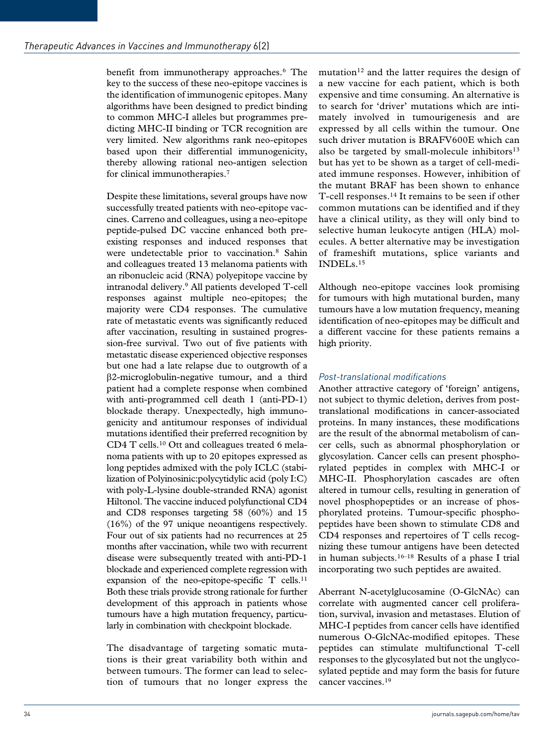benefit from immunotherapy approaches.[6] The key to the success of these neo-epitope vaccines is the identification of immunogenic epitopes. Many algorithms have been designed to predict binding to common MHC-I alleles but programmes predicting MHC-II binding or TCR recognition are very limited. New algorithms rank neo-epitopes based upon their differential immunogenicity, thereby allowing rational neo-antigen selection for clinical immunotherapies.[7]

Despite these limitations, several groups have now successfully treated patients with neo-epitope vaccines. Carreno and colleagues, using a neo-epitope peptide-pulsed DC vaccine enhanced both pre-existing responses and induced responses that were undetectable prior to vaccination.[8] Sahin and colleagues treated 13 melanoma patients with an ribonucleic acid (RNA) polyepitope vaccine by intranodal delivery.[9] All patients developed T-cell responses against multiple neo-epitopes; the majority were CD4 responses. The cumulative rate of metastatic events was significantly reduced after vaccination, resulting in sustained progression-free survival. Two out of five patients with metastatic disease experienced objective responses but one had a late relapse due to outgrowth of a β2-microglobulin-negative tumour, and a third patient had a complete response when combined with anti-programmed cell death 1 (anti-PD-1) blockade therapy. Unexpectedly, high immunogenicity and antitumour responses of individual mutations identified their preferred recognition by CD4 T cells.[10] Ott and colleagues treated 6 melanoma patients with up to 20 epitopes expressed as long peptides admixed with the poly ICLC (stabilization of Polyinosinic:polycytidylic acid (poly I:C) with poly-L-lysine double-stranded RNA) agonist Hiltonol. The vaccine induced polyfunctional CD4 and CD8 responses targeting 58 (60%) and 15 (16%) of the 97 unique neoantigens respectively. Four out of six patients had no recurrences at 25 months after vaccination, while two with recurrent disease were subsequently treated with anti-PD-1 blockade and experienced complete regression with expansion of the neo-epitope-specific T cells.[11] Both these trials provide strong rationale for further development of this approach in patients whose tumours have a high mutation frequency, particularly in combination with checkpoint blockade.

The disadvantage of targeting somatic mutations is their great variability both within and between tumours. The former can lead to selection of tumours that no longer express the mutation[12] and the latter requires the design of a new vaccine for each patient, which is both expensive and time consuming. An alternative is to search for 'driver' mutations which are intimately involved in tumourigenesis and are expressed by all cells within the tumour. One such driver mutation is BRAFV600E which can also be targeted by small-molecule inhibitors[13] but has yet to be shown as a target of cell-mediated immune responses. However, inhibition of the mutant BRAF has been shown to enhance T-cell responses.[14] It remains to be seen if other common mutations can be identified and if they have a clinical utility, as they will only bind to selective human leukocyte antigen (HLA) molecules. A better alternative may be investigation of frameshift mutations, splice variants and INDELs.[15]

Although neo-epitope vaccines look promising for tumours with high mutational burden, many tumours have a low mutation frequency, meaning identification of neo-epitopes may be difficult and a different vaccine for these patients remains a high priority.

### *Post-translational modifications*

Another attractive category of 'foreign' antigens, not subject to thymic deletion, derives from post-translational modifications in cancer-associated proteins. In many instances, these modifications are the result of the abnormal metabolism of cancer cells, such as abnormal phosphorylation or glycosylation. Cancer cells can present phosphorylated peptides in complex with MHC-I or MHC-II. Phosphorylation cascades are often altered in tumour cells, resulting in generation of novel phosphopeptides or an increase of phosphorylated proteins. Tumour-specific phosphopeptides have been shown to stimulate CD8 and CD4 responses and repertoires of T cells recognizing these tumour antigens have been detected in human subjects.[16–18] Results of a phase I trial incorporating two such peptides are awaited.

Aberrant N-acetylglucosamine (O-GlcNAc) can correlate with augmented cancer cell proliferation, survival, invasion and metastases. Elution of MHC-I peptides from cancer cells have identified numerous O-GlcNAc-modified epitopes. These peptides can stimulate multifunctional T-cell responses to the glycosylated but not the unglycosylated peptide and may form the basis for future cancer vaccines.[19]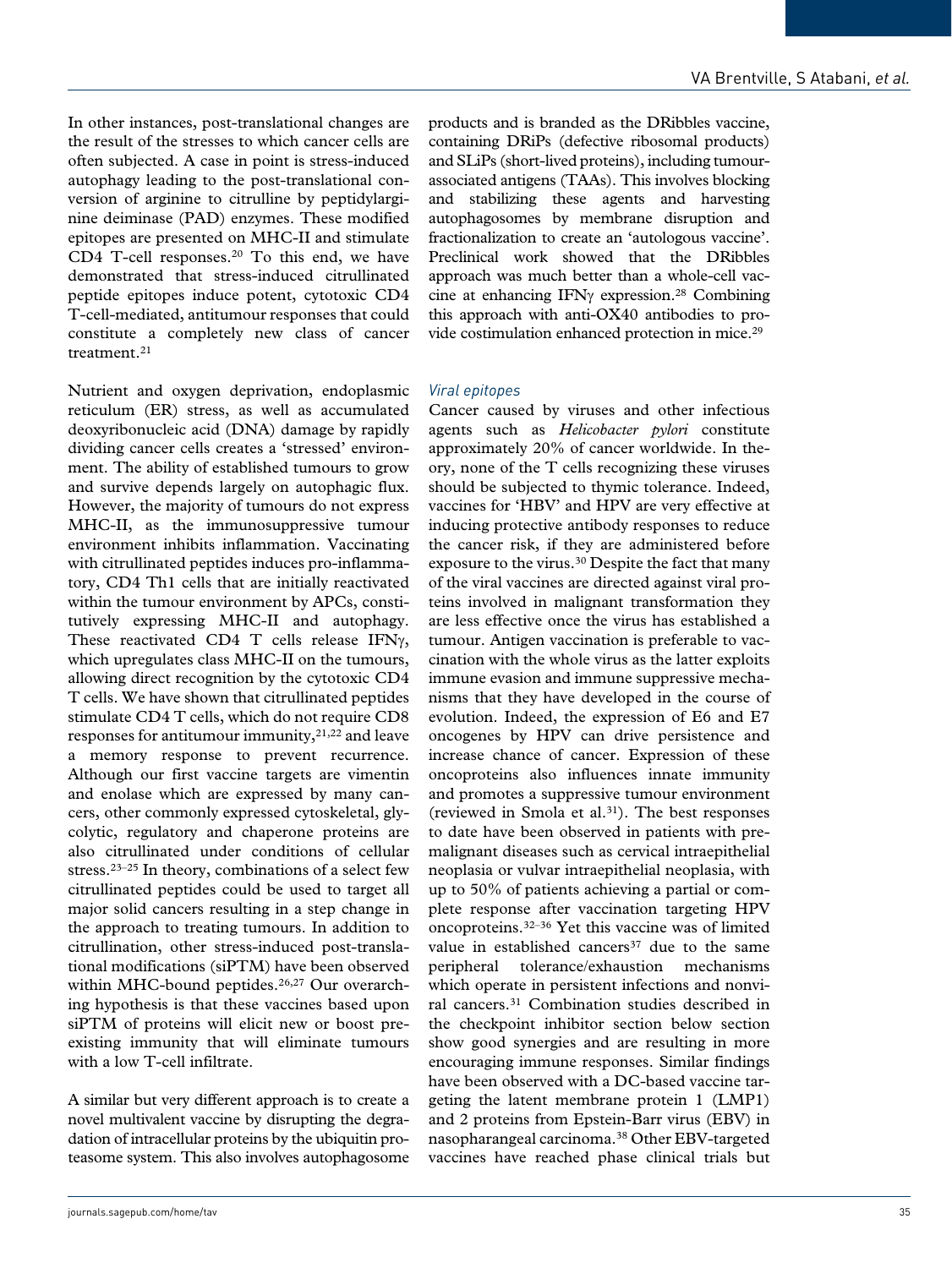In other instances, post-translational changes are the result of the stresses to which cancer cells are often subjected. A case in point is stress-induced autophagy leading to the post-translational conversion of arginine to citrulline by peptidylarginine deiminase (PAD) enzymes. These modified epitopes are presented on MHC-II and stimulate CD4 T-cell responses.[20] To this end, we have demonstrated that stress-induced citrullinated peptide epitopes induce potent, cytotoxic CD4 T-cell-mediated, antitumour responses that could constitute a completely new class of cancer treatment.[21]

Nutrient and oxygen deprivation, endoplasmic reticulum (ER) stress, as well as accumulated deoxyribonucleic acid (DNA) damage by rapidly dividing cancer cells creates a 'stressed' environment. The ability of established tumours to grow and survive depends largely on autophagic flux. However, the majority of tumours do not express MHC-II, as the immunosuppressive tumour environment inhibits inflammation. Vaccinating with citrullinated peptides induces pro-inflammatory, CD4 Th1 cells that are initially reactivated within the tumour environment by APCs, constitutively expressing MHC-II and autophagy. These reactivated CD4 T cells release IFNγ, which upregulates class MHC-II on the tumours, allowing direct recognition by the cytotoxic CD4 T cells. We have shown that citrullinated peptides stimulate CD4 T cells, which do not require CD8 responses for antitumour immunity,[21,22] and leave a memory response to prevent recurrence. Although our first vaccine targets are vimentin and enolase which are expressed by many cancers, other commonly expressed cytoskeletal, glycolytic, regulatory and chaperone proteins are also citrullinated under conditions of cellular stress.[23–25] In theory, combinations of a select few citrullinated peptides could be used to target all major solid cancers resulting in a step change in the approach to treating tumours. In addition to citrullination, other stress-induced post-translational modifications (siPTM) have been observed within MHC-bound peptides.[26,27] Our overarching hypothesis is that these vaccines based upon siPTM of proteins will elicit new or boost preexisting immunity that will eliminate tumours with a low T-cell infiltrate.

A similar but very different approach is to create a novel multivalent vaccine by disrupting the degradation of intracellular proteins by the ubiquitin proteasome system. This also involves autophagosome products and is branded as the DRibbles vaccine, containing DRiPs (defective ribosomal products) and SLiPs (short-lived proteins), including tumour-associated antigens (TAAs). This involves blocking and stabilizing these agents and harvesting autophagosomes by membrane disruption and fractionalization to create an 'autologous vaccine'. Preclinical work showed that the DRibbles approach was much better than a whole-cell vaccine at enhancing IFNγ expression.[28] Combining this approach with anti-OX40 antibodies to provide costimulation enhanced protection in mice.[29]

### *Viral epitopes*

Cancer caused by viruses and other infectious agents such as *Helicobacter pylori* constitute approximately 20% of cancer worldwide. In theory, none of the T cells recognizing these viruses should be subjected to thymic tolerance. Indeed, vaccines for 'HBV' and HPV are very effective at inducing protective antibody responses to reduce the cancer risk, if they are administered before exposure to the virus.[30] Despite the fact that many of the viral vaccines are directed against viral proteins involved in malignant transformation they are less effective once the virus has established a tumour. Antigen vaccination is preferable to vaccination with the whole virus as the latter exploits immune evasion and immune suppressive mechanisms that they have developed in the course of evolution. Indeed, the expression of E6 and E7 oncogenes by HPV can drive persistence and increase chance of cancer. Expression of these oncoproteins also influences innate immunity and promotes a suppressive tumour environment (reviewed in Smola et al.[31]). The best responses to date have been observed in patients with premalignant diseases such as cervical intraepithelial neoplasia or vulvar intraepithelial neoplasia, with up to 50% of patients achieving a partial or complete response after vaccination targeting HPV oncoproteins.[32–36] Yet this vaccine was of limited value in established cancers[37] due to the same peripheral tolerance/exhaustion mechanisms which operate in persistent infections and nonviral cancers.[31] Combination studies described in the checkpoint inhibitor section below show good synergies and are resulting in more encouraging immune responses. Similar findings have been observed with a DC-based vaccine targeting the latent membrane protein 1 (LMP1) and 2 proteins from Epstein-Barr virus (EBV) in nasopharangeal carcinoma.[38] Other EBV-targeted vaccines have reached phase clinical trials but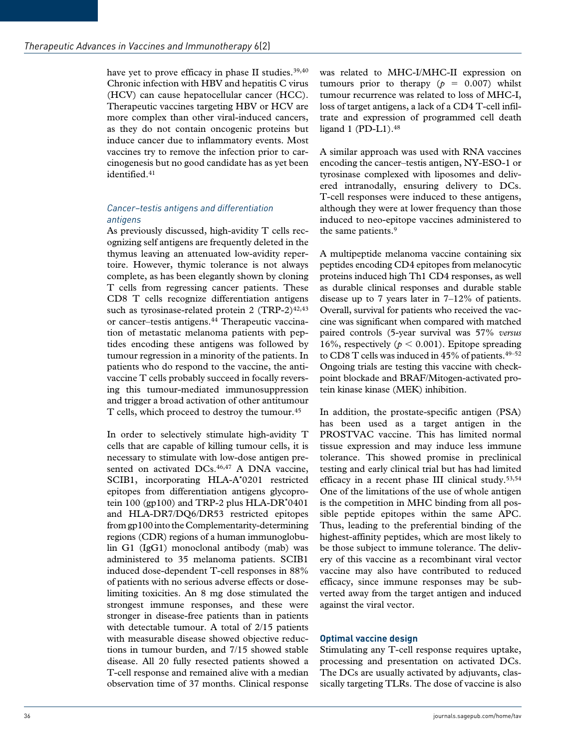have yet to prove efficacy in phase II studies.[39,40] Chronic infection with HBV and hepatitis C virus (HCV) can cause hepatocellular cancer (HCC). Therapeutic vaccines targeting HBV or HCV are more complex than other viral-induced cancers, as they do not contain oncogenic proteins but induce cancer due to inflammatory events. Most vaccines try to remove the infection prior to carcinogenesis but no good candidate has as yet been identified.[41]

### *Cancer–testis antigens and differentiation antigens*

As previously discussed, high-avidity T cells recognizing self antigens are frequently deleted in the thymus leaving an attenuated low-avidity repertoire. However, thymic tolerance is not always complete, as has been elegantly shown by cloning T cells from regressing cancer patients. These CD8 T cells recognize differentiation antigens such as tyrosinase-related protein 2 (TRP-2)[42,43] or cancer–testis antigens.[44] Therapeutic vaccination of metastatic melanoma patients with peptides encoding these antigens was followed by tumour regression in a minority of the patients. In patients who do respond to the vaccine, the anti-vaccine T cells probably succeed in focally reversing this tumour-mediated immunosuppression and trigger a broad activation of other antitumour T cells, which proceed to destroy the tumour.[45]

In order to selectively stimulate high-avidity T cells that are capable of killing tumour cells, it is necessary to stimulate with low-dose antigen presented on activated DCs.[46,47] A DNA vaccine, SCIB1, incorporating HLA-A*0201 restricted epitopes from differentiation antigens glycoprotein 100 (gp100) and TRP-2 plus HLA-DR*0401 and HLA-DR7/DQ6/DR53 restricted epitopes from gp100 into the Complementarity-determining regions (CDR) regions of a human immunoglobulin G1 (IgG1) monoclonal antibody (mab) was administered to 35 melanoma patients. SCIB1 induced dose-dependent T-cell responses in 88% of patients with no serious adverse effects or dose-limiting toxicities. An 8 mg dose stimulated the strongest immune responses, and these were stronger in disease-free patients than in patients with detectable tumour. A total of 2/15 patients with measurable disease showed objective reductions in tumour burden, and 7/15 showed stable disease. All 20 fully resected patients showed a T-cell response and remained alive with a median observation time of 37 months. Clinical response was related to MHC-I/MHC-II expression on tumours prior to therapy ($p = 0.007$) whilst tumour recurrence was related to loss of MHC-I, loss of target antigens, a lack of a CD4 T-cell infiltrate and expression of programmed cell death ligand 1 (PD-L1).[48]

A similar approach was used with RNA vaccines encoding the cancer–testis antigen, NY-ESO-1 or tyrosinase complexed with liposomes and delivered intranodally, ensuring delivery to DCs. T-cell responses were induced to these antigens, although they were at lower frequency than those induced to neo-epitope vaccines administered to the same patients.[9]

A multipeptide melanoma vaccine containing six peptides encoding CD4 epitopes from melanocytic proteins induced high Th1 CD4 responses, as well as durable clinical responses and durable stable disease up to 7 years later in 7–12% of patients. Overall, survival for patients who received the vaccine was significant when compared with matched paired controls (5-year survival was 57% *versus* 16%, respectively ($p < 0.001$). Epitope spreading to CD8 T cells was induced in 45% of patients.[49–52] Ongoing trials are testing this vaccine with checkpoint blockade and BRAF/Mitogen-activated protein kinase kinase (MEK) inhibition.

In addition, the prostate-specific antigen (PSA) has been used as a target antigen in the PROSTVAC vaccine. This has limited normal tissue expression and may induce less immune tolerance. This showed promise in preclinical testing and early clinical trial but has had limited efficacy in a recent phase III clinical study.[53,54] One of the limitations of the use of whole antigen is the competition in MHC binding from all possible peptide epitopes within the same APC. Thus, leading to the preferential binding of the highest-affinity peptides, which are most likely to be those subject to immune tolerance. The delivery of this vaccine as a recombinant viral vector vaccine may also have contributed to reduced efficacy, since immune responses may be subverted away from the target antigen and induced against the viral vector.

## Optimal vaccine design

Stimulating any T-cell response requires uptake, processing and presentation on activated DCs. The DCs are usually activated by adjuvants, classically targeting TLRs. The dose of vaccine is also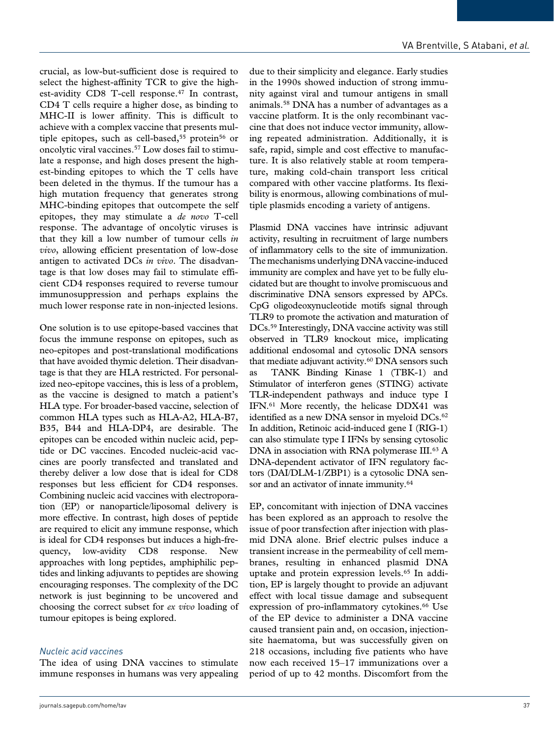crucial, as low-but-sufficient dose is required to select the highest-affinity TCR to give the highest-avidity CD8 T-cell response.[47] In contrast, CD4 T cells require a higher dose, as binding to MHC-II is lower affinity. This is difficult to achieve with a complex vaccine that presents multiple epitopes, such as cell-based,[55] protein[56] or oncolytic viral vaccines.[57] Low doses fail to stimulate a response, and high doses present the highest-binding epitopes to which the T cells have been deleted in the thymus. If the tumour has a high mutation frequency that generates strong MHC-binding epitopes that outcompete the self epitopes, they may stimulate a *de novo* T-cell response. The advantage of oncolytic viruses is that they kill a low number of tumour cells *in vivo*, allowing efficient presentation of low-dose antigen to activated DCs *in vivo*. The disadvantage is that low doses may fail to stimulate efficient CD4 responses required to reverse tumour immunosuppression and perhaps explains the much lower response rate in non-injected lesions.

One solution is to use epitope-based vaccines that focus the immune response on epitopes, such as neo-epitopes and post-translational modifications that have avoided thymic deletion. Their disadvantage is that they are HLA restricted. For personalized neo-epitope vaccines, this is less of a problem, as the vaccine is designed to match a patient's HLA type. For broader-based vaccine, selection of common HLA types such as HLA-A2, HLA-B7, B35, B44 and HLA-DP4, are desirable. The epitopes can be encoded within nucleic acid, peptide or DC vaccines. Encoded nucleic-acid vaccines are poorly transfected and translated and thereby deliver a low dose that is ideal for CD8 responses but less efficient for CD4 responses. Combining nucleic acid vaccines with electroporation (EP) or nanoparticle/liposomal delivery is more effective. In contrast, high doses of peptide are required to elicit any immune response, which is ideal for CD4 responses but induces a high-frequency, low-avidity CD8 response. New approaches with long peptides, amphiphilic peptides and linking adjuvants to peptides are showing encouraging responses. The complexity of the DC network is just beginning to be uncovered and choosing the correct subset for *ex vivo* loading of tumour epitopes is being explored.

### *Nucleic acid vaccines*

The idea of using DNA vaccines to stimulate immune responses in humans was very appealing due to their simplicity and elegance. Early studies in the 1990s showed induction of strong immunity against viral and tumour antigens in small animals.[58] DNA has a number of advantages as a vaccine platform. It is the only recombinant vaccine that does not induce vector immunity, allowing repeated administration. Additionally, it is safe, rapid, simple and cost effective to manufacture. It is also relatively stable at room temperature, making cold-chain transport less critical compared with other vaccine platforms. Its flexibility is enormous, allowing combinations of multiple plasmids encoding a variety of antigens.

Plasmid DNA vaccines have intrinsic adjuvant activity, resulting in recruitment of large numbers of inflammatory cells to the site of immunization. The mechanisms underlying DNA vaccine-induced immunity are complex and have yet to be fully elucidated but are thought to involve promiscuous and discriminative DNA sensors expressed by APCs. CpG oligodeoxynucleotide motifs signal through TLR9 to promote the activation and maturation of DCs.[59] Interestingly, DNA vaccine activity was still observed in TLR9 knockout mice, implicating additional endosomal and cytosolic DNA sensors that mediate adjuvant activity.[60] DNA sensors such as TANK Binding Kinase 1 (TBK-1) and Stimulator of interferon genes (STING) activate TLR-independent pathways and induce type I IFN.[61] More recently, the helicase DDX41 was identified as a new DNA sensor in myeloid DCs.[62] In addition, Retinoic acid-induced gene I (RIG-1) can also stimulate type I IFNs by sensing cytosolic DNA in association with RNA polymerase III.[63] A DNA-dependent activator of IFN regulatory factors (DAI/DLM-1/ZBP1) is a cytosolic DNA sensor and an activator of innate immunity.[64]

EP, concomitant with injection of DNA vaccines has been explored as an approach to resolve the issue of poor transfection after injection with plasmid DNA alone. Brief electric pulses induce a transient increase in the permeability of cell membranes, resulting in enhanced plasmid DNA uptake and protein expression levels.[65] In addition, EP is largely thought to provide an adjuvant effect with local tissue damage and subsequent expression of pro-inflammatory cytokines.[66] Use of the EP device to administer a DNA vaccine caused transient pain and, on occasion, injection-site haematoma, but was successfully given on 218 occasions, including five patients who have now each received 15–17 immunizations over a period of up to 42 months. Discomfort from the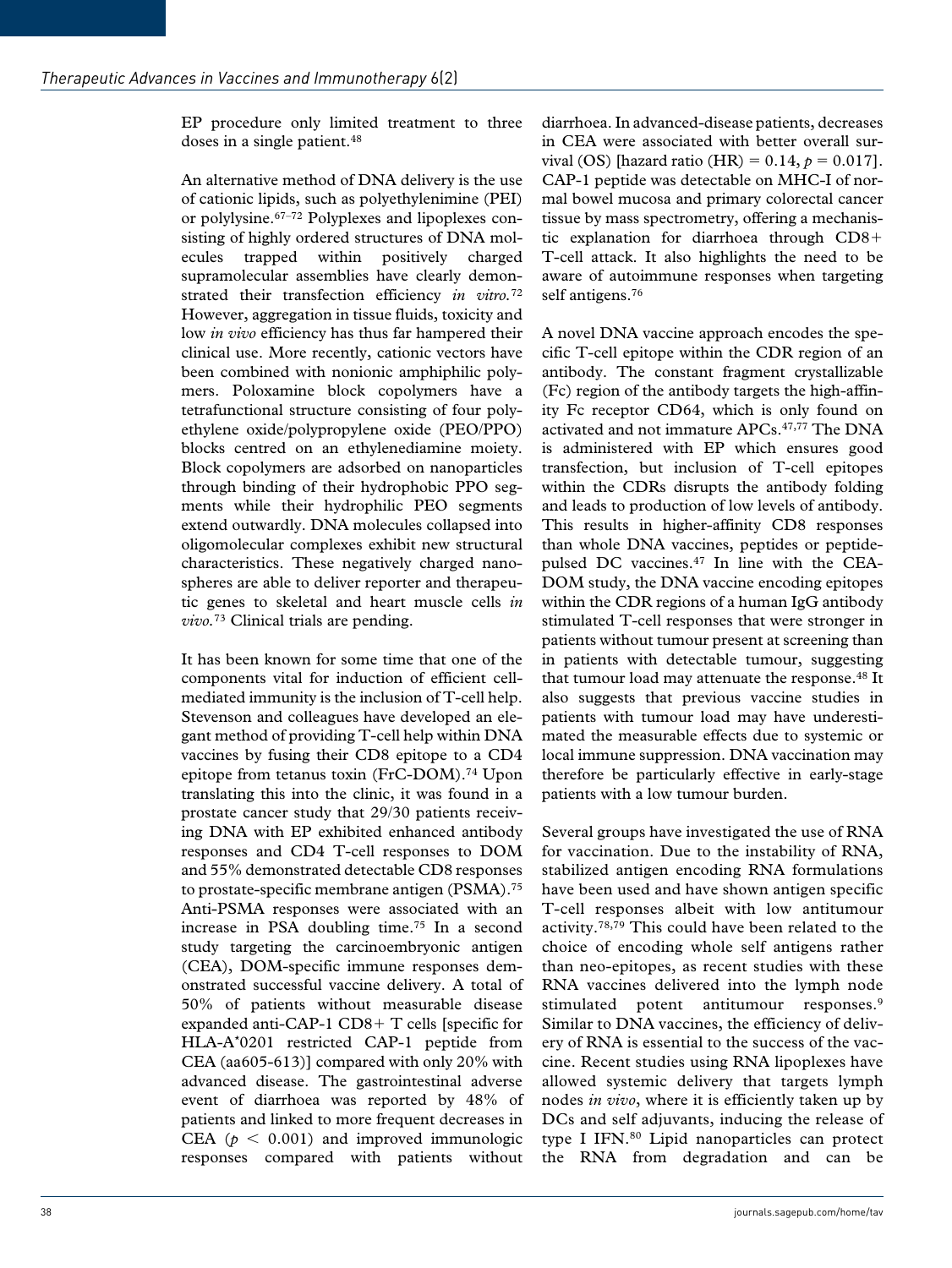EP procedure only limited treatment to three doses in a single patient.[48]

An alternative method of DNA delivery is the use of cationic lipids, such as polyethylenimine (PEI) or polylysine.[67–72] Polyplexes and lipoplexes consisting of highly ordered structures of DNA molecules trapped within positively charged supramolecular assemblies have clearly demonstrated their transfection efficiency *in vitro*.[72] However, aggregation in tissue fluids, toxicity and low *in vivo* efficiency has thus far hampered their clinical use. More recently, cationic vectors have been combined with nonionic amphiphilic polymers. Poloxamine block copolymers have a tetrafunctional structure consisting of four polyethylene oxide/polypropylene oxide (PEO/PPO) blocks centred on an ethylenediamine moiety. Block copolymers are adsorbed on nanoparticles through binding of their hydrophobic PPO segments while their hydrophilic PEO segments extend outwardly. DNA molecules collapsed into oligomolecular complexes exhibit new structural characteristics. These negatively charged nanospheres are able to deliver reporter and therapeutic genes to skeletal and heart muscle cells *in vivo*.[73] Clinical trials are pending.

It has been known for some time that one of the components vital for induction of efficient cell-mediated immunity is the inclusion of T-cell help. Stevenson and colleagues have developed an elegant method of providing T-cell help within DNA vaccines by fusing their CD8 epitope to a CD4 epitope from tetanus toxin (FrC-DOM).[74] Upon translating this into the clinic, it was found in a prostate cancer study that 29/30 patients receiving DNA with EP exhibited enhanced antibody responses and CD4 T-cell responses to DOM and 55% demonstrated detectable CD8 responses to prostate-specific membrane antigen (PSMA).[75] Anti-PSMA responses were associated with an increase in PSA doubling time.[75] In a second study targeting the carcinoembryonic antigen (CEA), DOM-specific immune responses demonstrated successful vaccine delivery. A total of 50% of patients without measurable disease expanded anti-CAP-1 CD8+ T cells [specific for HLA-A*0201 restricted CAP-1 peptide from CEA (aa605-613)] compared with only 20% with advanced disease. The gastrointestinal adverse event of diarrhoea was reported by 48% of patients and linked to more frequent decreases in CEA ($p < 0.001$) and improved immunologic responses compared with patients without diarrhoea. In advanced-disease patients, decreases in CEA were associated with better overall survival (OS) [hazard ratio (HR) = 0.14, $p = 0.017$]. CAP-1 peptide was detectable on MHC-I of normal bowel mucosa and primary colorectal cancer tissue by mass spectrometry, offering a mechanistic explanation for diarrhoea through CD8+ T-cell attack. It also highlights the need to be aware of autoimmune responses when targeting self antigens.[76]

A novel DNA vaccine approach encodes the specific T-cell epitope within the CDR region of an antibody. The constant fragment crystallizable (Fc) region of the antibody targets the high-affinity Fc receptor CD64, which is only found on activated and not immature APCs.[47,77] The DNA is administered with EP which ensures good transfection, but inclusion of T-cell epitopes within the CDRs disrupts the antibody folding and leads to production of low levels of antibody. This results in higher-affinity CD8 responses than whole DNA vaccines, peptides or peptide-pulsed DC vaccines.[47] In line with the CEA-DOM study, the DNA vaccine encoding epitopes within the CDR regions of a human IgG antibody stimulated T-cell responses that were stronger in patients without tumour present at screening than in patients with detectable tumour, suggesting that tumour load may attenuate the response.[48] It also suggests that previous vaccine studies in patients with tumour load may have underestimated the measurable effects due to systemic or local immune suppression. DNA vaccination may therefore be particularly effective in early-stage patients with a low tumour burden.

Several groups have investigated the use of RNA for vaccination. Due to the instability of RNA, stabilized antigen encoding RNA formulations have been used and have shown antigen specific T-cell responses albeit with low antitumour activity.[78,79] This could have been related to the choice of encoding whole self antigens rather than neo-epitopes, as recent studies with these RNA vaccines delivered into the lymph node stimulated potent antitumour responses.[9] Similar to DNA vaccines, the efficiency of delivery of RNA is essential to the success of the vaccine. Recent studies using RNA lipoplexes have allowed systemic delivery that targets lymph nodes *in vivo*, where it is efficiently taken up by DCs and self adjuvants, inducing the release of type I IFN.[80] Lipid nanoparticles can protect the RNA from degradation and can be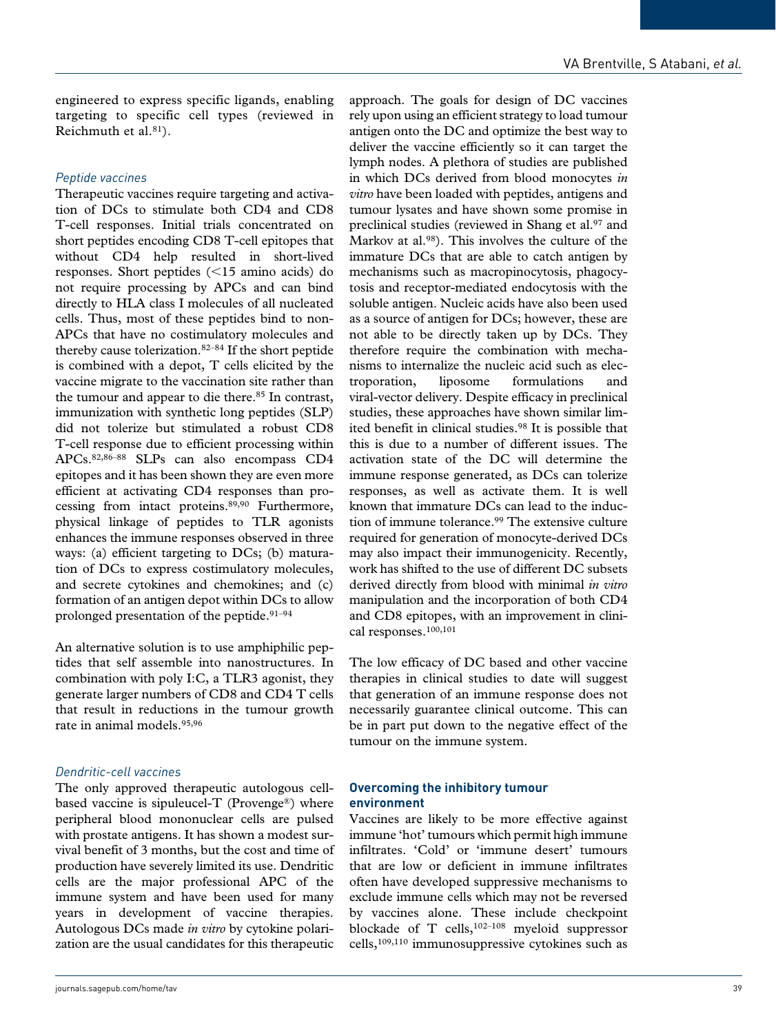engineered to express specific ligands, enabling targeting to specific cell types (reviewed in Reichmuth et al.[81]).

### *Peptide vaccines*

Therapeutic vaccines require targeting and activation of DCs to stimulate both CD4 and CD8 T-cell responses. Initial trials concentrated on short peptides encoding CD8 T-cell epitopes that without CD4 help resulted in short-lived responses. Short peptides (<15 amino acids) do not require processing by APCs and can bind directly to HLA class I molecules of all nucleated cells. Thus, most of these peptides bind to non-APCs that have no costimulatory molecules and thereby cause tolerization.[82–84] If the short peptide is combined with a depot, T cells elicited by the vaccine migrate to the vaccination site rather than the tumour and appear to die there.[85] In contrast, immunization with synthetic long peptides (SLP) did not tolerize but stimulated a robust CD8 T-cell response due to efficient processing within APCs.[82,86–88] SLPs can also encompass CD4 epitopes and it has been shown they are even more efficient at activating CD4 responses than processing from intact proteins.[89,90] Furthermore, physical linkage of peptides to TLR agonists enhances the immune responses observed in three ways: (a) efficient targeting to DCs; (b) maturation of DCs to express costimulatory molecules, and secrete cytokines and chemokines; and (c) formation of an antigen depot within DCs to allow prolonged presentation of the peptide.[91–94]

An alternative solution is to use amphiphilic peptides that self assemble into nanostructures. In combination with poly I:C, a TLR3 agonist, they generate larger numbers of CD8 and CD4 T cells that result in reductions in the tumour growth rate in animal models.[95,96]

### *Dendritic-cell vaccines*

The only approved therapeutic autologous cell-based vaccine is sipuleucel-T (Provenge®) where peripheral blood mononuclear cells are pulsed with prostate antigens. It has shown a modest survival benefit of 3 months, but the cost and time of production have severely limited its use. Dendritic cells are the major professional APC of the immune system and have been used for many years in development of vaccine therapies. Autologous DCs made *in vitro* by cytokine polarization are the usual candidates for this therapeutic approach. The goals for design of DC vaccines rely upon using an efficient strategy to load tumour antigen onto the DC and optimize the best way to deliver the vaccine efficiently so it can target the lymph nodes. A plethora of studies are published in which DCs derived from blood monocytes *in vitro* have been loaded with peptides, antigens and tumour lysates and have shown some promise in preclinical studies (reviewed in Shang et al.[97] and Markov at al.[98]). This involves the culture of the immature DCs that are able to catch antigen by mechanisms such as macropinocytosis, phagocytosis and receptor-mediated endocytosis with the soluble antigen. Nucleic acids have also been used as a source of antigen for DCs; however, these are not able to be directly taken up by DCs. They therefore require the combination with mechanisms to internalize the nucleic acid such as electroporation, liposome formulations and viral-vector delivery. Despite efficacy in preclinical studies, these approaches have shown similar limited benefit in clinical studies.[98] It is possible that this is due to a number of different issues. The activation state of the DC will determine the immune response generated, as DCs can tolerize responses, as well as activate them. It is well known that immature DCs can lead to the induction of immune tolerance.[99] The extensive culture required for generation of monocyte-derived DCs may also impact their immunogenicity. Recently, work has shifted to the use of different DC subsets derived directly from blood with minimal *in vitro* manipulation and the incorporation of both CD4 and CD8 epitopes, with an improvement in clinical responses.[100,101]

The low efficacy of DC based and other vaccine therapies in clinical studies to date will suggest that generation of an immune response does not necessarily guarantee clinical outcome. This can be in part put down to the negative effect of the tumour on the immune system.

## **Overcoming the inhibitory tumour environment**

Vaccines are likely to be more effective against immune 'hot' tumours which permit high immune infiltrates. 'Cold' or 'immune desert' tumours that are low or deficient in immune infiltrates often have developed suppressive mechanisms to exclude immune cells which may not be reversed by vaccines alone. These include checkpoint blockade of T cells,[102–108] myeloid suppressor cells,[109,110] immunosuppressive cytokines such as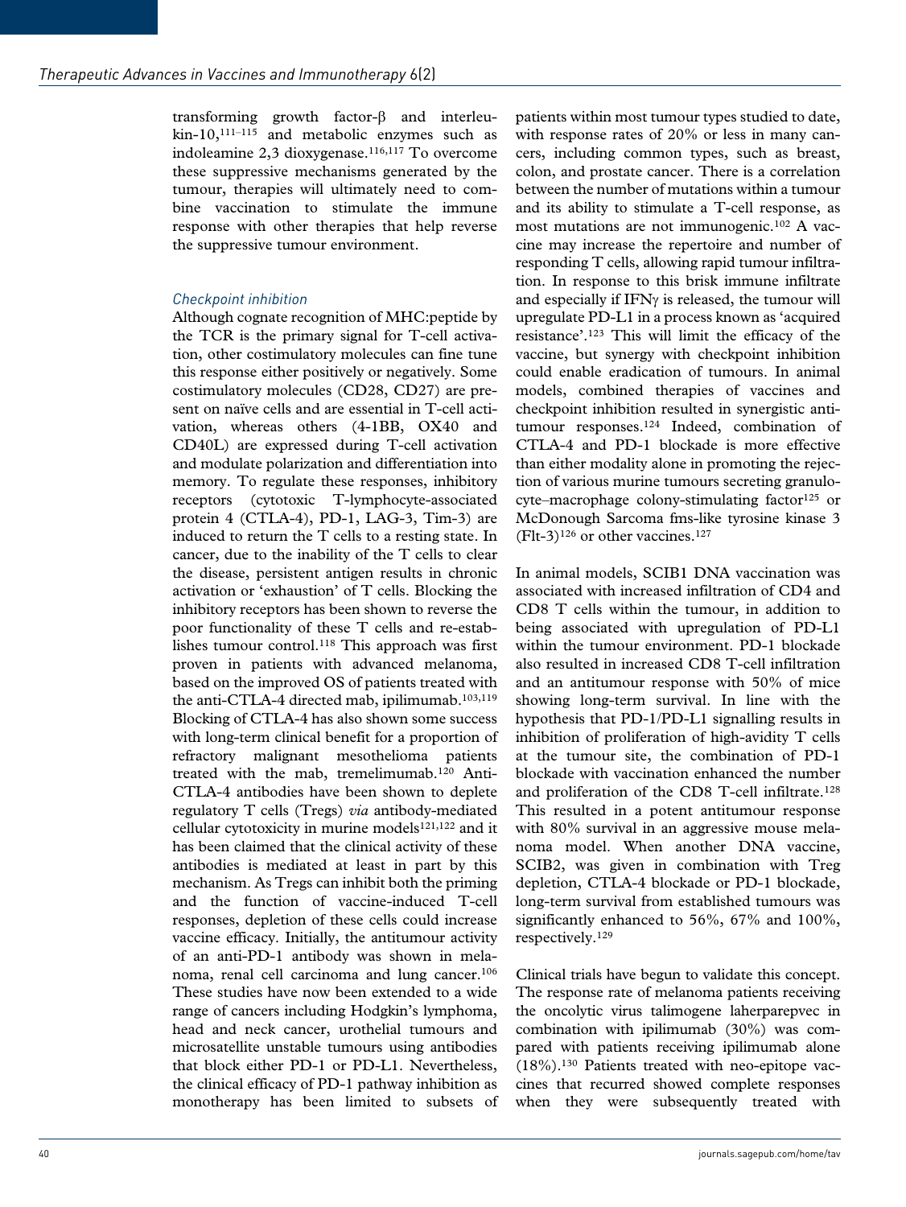transforming growth factor-β and interleukin-10,[111–115] and metabolic enzymes such as indoleamine 2,3 dioxygenase.[116,117] To overcome these suppressive mechanisms generated by the tumour, therapies will ultimately need to combine vaccination to stimulate the immune response with other therapies that help reverse the suppressive tumour environment.

### *Checkpoint inhibition*

Although cognate recognition of MHC:peptide by the TCR is the primary signal for T-cell activation, other costimulatory molecules can fine tune this response either positively or negatively. Some costimulatory molecules (CD28, CD27) are present on naïve cells and are essential in T-cell activation, whereas others (4-1BB, OX40 and CD40L) are expressed during T-cell activation and modulate polarization and differentiation into memory. To regulate these responses, inhibitory receptors (cytotoxic T-lymphocyte-associated protein 4 (CTLA-4), PD-1, LAG-3, Tim-3) are induced to return the T cells to a resting state. In cancer, due to the inability of the T cells to clear the disease, persistent antigen results in chronic activation or 'exhaustion' of T cells. Blocking the inhibitory receptors has been shown to reverse the poor functionality of these T cells and re-establishes tumour control.[118] This approach was first proven in patients with advanced melanoma, based on the improved OS of patients treated with the anti-CTLA-4 directed mab, ipilimumab.[103,119] Blocking of CTLA-4 has also shown some success with long-term clinical benefit for a proportion of refractory malignant mesothelioma patients treated with the mab, tremelimumab.[120] Anti-CTLA-4 antibodies have been shown to deplete regulatory T cells (Tregs) *via* antibody-mediated cellular cytotoxicity in murine models[121,122] and it has been claimed that the clinical activity of these antibodies is mediated at least in part by this mechanism. As Tregs can inhibit both the priming and the function of vaccine-induced T-cell responses, depletion of these cells could increase vaccine efficacy. Initially, the antitumour activity of an anti-PD-1 antibody was shown in melanoma, renal cell carcinoma and lung cancer.[106] These studies have now been extended to a wide range of cancers including Hodgkin's lymphoma, head and neck cancer, urothelial tumours and microsatellite unstable tumours using antibodies that block either PD-1 or PD-L1. Nevertheless, the clinical efficacy of PD-1 pathway inhibition as monotherapy has been limited to subsets of patients within most tumour types studied to date, with response rates of 20% or less in many cancers, including common types, such as breast, colon, and prostate cancer. There is a correlation between the number of mutations within a tumour and its ability to stimulate a T-cell response, as most mutations are not immunogenic.[102] A vaccine may increase the repertoire and number of responding T cells, allowing rapid tumour infiltration. In response to this brisk immune infiltrate and especially if IFNγ is released, the tumour will upregulate PD-L1 in a process known as 'acquired resistance'.[123] This will limit the efficacy of the vaccine, but synergy with checkpoint inhibition could enable eradication of tumours. In animal models, combined therapies of vaccines and checkpoint inhibition resulted in synergistic antitumour responses.[124] Indeed, combination of CTLA-4 and PD-1 blockade is more effective than either modality alone in promoting the rejection of various murine tumours secreting granulocyte–macrophage colony-stimulating factor[125] or McDonough Sarcoma fms-like tyrosine kinase 3 (Flt-3)[126] or other vaccines.[127]

In animal models, SCIB1 DNA vaccination was associated with increased infiltration of CD4 and CD8 T cells within the tumour, in addition to being associated with upregulation of PD-L1 within the tumour environment. PD-1 blockade also resulted in increased CD8 T-cell infiltration and an antitumour response with 50% of mice showing long-term survival. In line with the hypothesis that PD-1/PD-L1 signalling results in inhibition of proliferation of high-avidity T cells at the tumour site, the combination of PD-1 blockade with vaccination enhanced the number and proliferation of the CD8 T-cell infiltrate.[128] This resulted in a potent antitumour response with 80% survival in an aggressive mouse melanoma model. When another DNA vaccine, SCIB2, was given in combination with Treg depletion, CTLA-4 blockade or PD-1 blockade, long-term survival from established tumours was significantly enhanced to 56%, 67% and 100%, respectively.[129]

Clinical trials have begun to validate this concept. The response rate of melanoma patients receiving the oncolytic virus talimogene laherparepvec in combination with ipilimumab (30%) was compared with patients receiving ipilimumab alone (18%).[130] Patients treated with neo-epitope vaccines that recurred showed complete responses when they were subsequently treated with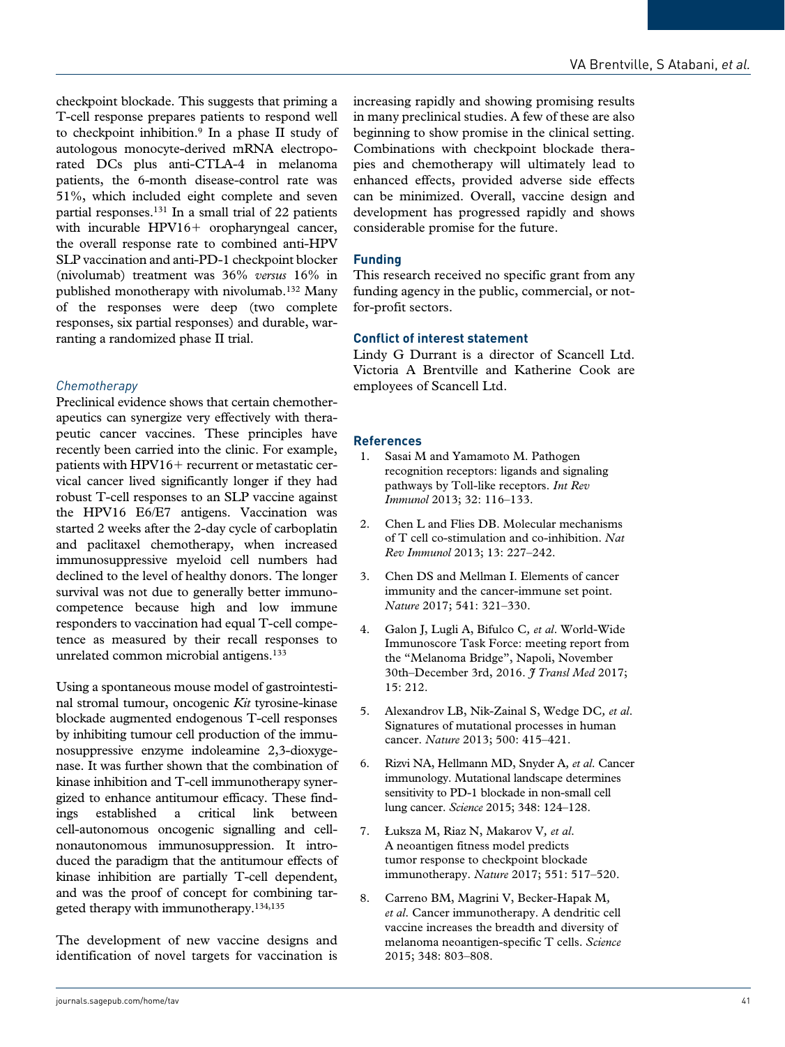checkpoint blockade. This suggests that priming a T-cell response prepares patients to respond well to checkpoint inhibition.[9] In a phase II study of autologous monocyte-derived mRNA electroporated DCs plus anti-CTLA-4 in melanoma patients, the 6-month disease-control rate was 51%, which included eight complete and seven partial responses.[131] In a small trial of 22 patients with incurable HPV16+ oropharyngeal cancer, the overall response rate to combined anti-HPV SLP vaccination and anti-PD-1 checkpoint blocker (nivolumab) treatment was 36% *versus* 16% in published monotherapy with nivolumab.[132] Many of the responses were deep (two complete responses, six partial responses) and durable, warranting a randomized phase II trial.

### *Chemotherapy*

Preclinical evidence shows that certain chemotherapeutics can synergize very effectively with therapeutic cancer vaccines. These principles have recently been carried into the clinic. For example, patients with HPV16+ recurrent or metastatic cervical cancer lived significantly longer if they had robust T-cell responses to an SLP vaccine against the HPV16 E6/E7 antigens. Vaccination was started 2 weeks after the 2-day cycle of carboplatin and paclitaxel chemotherapy, when increased immunosuppressive myeloid cell numbers had declined to the level of healthy donors. The longer survival was not due to generally better immunocompetence because high and low immune responders to vaccination had equal T-cell competence as measured by their recall responses to unrelated common microbial antigens.[133]

Using a spontaneous mouse model of gastrointestinal stromal tumour, oncogenic *Kit* tyrosine-kinase blockade augmented endogenous T-cell responses by inhibiting tumour cell production of the immunosuppressive enzyme indoleamine 2,3-dioxygenase. It was further shown that the combination of kinase inhibition and T-cell immunotherapy synergized to enhance antitumour efficacy. These findings established a critical link between cell-autonomous oncogenic signalling and cell-nonautonomous immunosuppression. It introduced the paradigm that the antitumour effects of kinase inhibition are partially T-cell dependent, and was the proof of concept for combining targeted therapy with immunotherapy.[134,135]

The development of new vaccine designs and identification of novel targets for vaccination is increasing rapidly and showing promising results in many preclinical studies. A few of these are also beginning to show promise in the clinical setting. Combinations with checkpoint blockade therapies and chemotherapy will ultimately lead to enhanced effects, provided adverse side effects can be minimized. Overall, vaccine design and development has progressed rapidly and shows considerable promise for the future.

## Funding

This research received no specific grant from any funding agency in the public, commercial, or not-for-profit sectors.

## Conflict of interest statement

Lindy G Durrant is a director of Scancell Ltd. Victoria A Brentville and Katherine Cook are employees of Scancell Ltd.

## References

1. Sasai M and Yamamoto M. Pathogen recognition receptors: ligands and signaling pathways by Toll-like receptors. *Int Rev Immunol* 2013; 32: 116–133.
2. Chen L and Flies DB. Molecular mechanisms of T cell co-stimulation and co-inhibition. *Nat Rev Immunol* 2013; 13: 227–242.
3. Chen DS and Mellman I. Elements of cancer immunity and the cancer-immune set point. *Nature* 2017; 541: 321–330.
4. Galon J, Lugli A, Bifulco C, *et al*. World-Wide Immunoscore Task Force: meeting report from the "Melanoma Bridge", Napoli, November 30th–December 3rd, 2016. *J Transl Med* 2017; 15: 212.
5. Alexandrov LB, Nik-Zainal S, Wedge DC, *et al*. Signatures of mutational processes in human cancer. *Nature* 2013; 500: 415–421.
6. Rizvi NA, Hellmann MD, Snyder A, *et al.* Cancer immunology. Mutational landscape determines sensitivity to PD-1 blockade in non-small cell lung cancer. *Science* 2015; 348: 124–128.
7. Łuksza M, Riaz N, Makarov V, *et al*. A neoantigen fitness model predicts tumor response to checkpoint blockade immunotherapy. *Nature* 2017; 551: 517–520.
8. Carreno BM, Magrini V, Becker-Hapak M, *et al.* Cancer immunotherapy. A dendritic cell vaccine increases the breadth and diversity of melanoma neoantigen-specific T cells. *Science* 2015; 348: 803–808.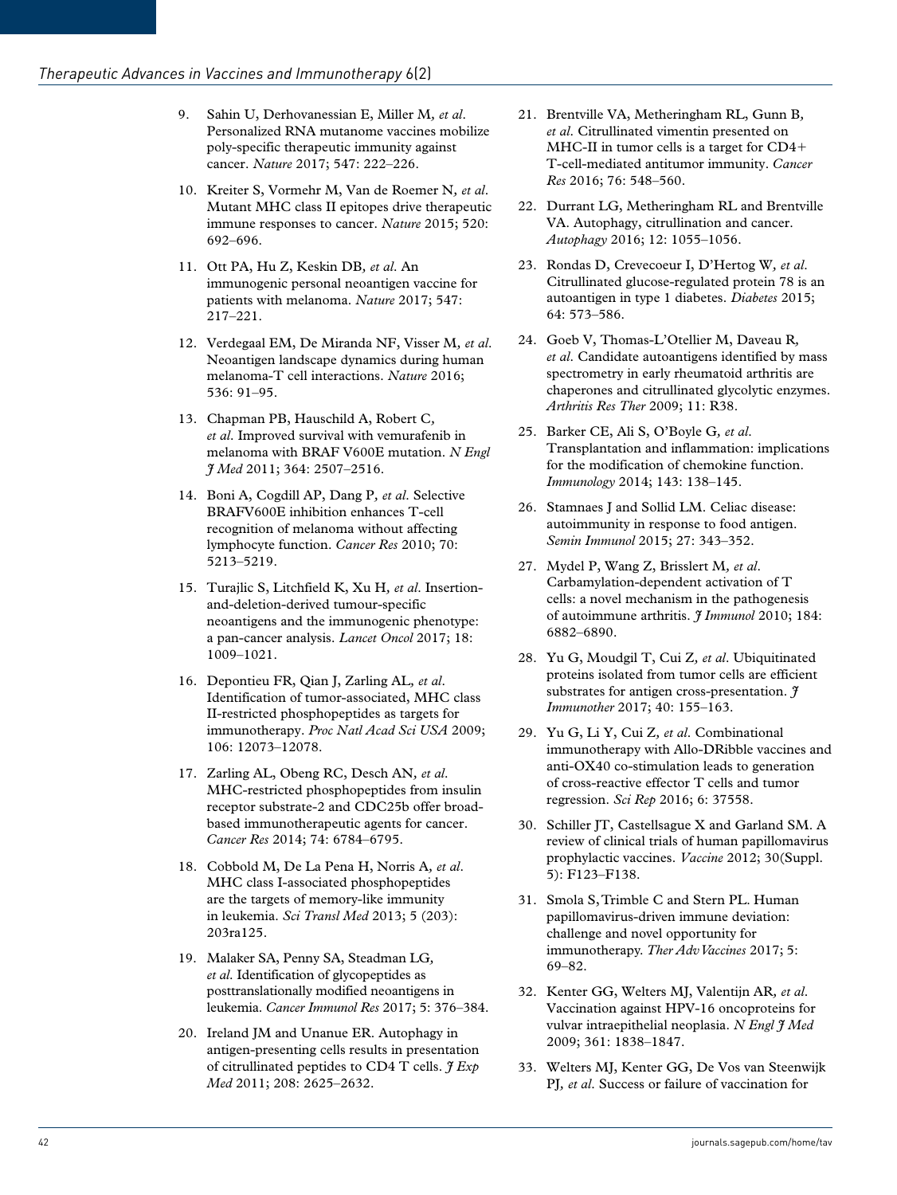9. Sahin U, Derhovanessian E, Miller M, *et al.* Personalized RNA mutanome vaccines mobilize poly-specific therapeutic immunity against cancer. *Nature* 2017; 547: 222–226.

10. Kreiter S, Vormehr M, Van de Roemer N, *et al.* Mutant MHC class II epitopes drive therapeutic immune responses to cancer. *Nature* 2015; 520: 692–696.

11. Ott PA, Hu Z, Keskin DB, *et al.* An immunogenic personal neoantigen vaccine for patients with melanoma. *Nature* 2017; 547: 217–221.

12. Verdegaal EM, De Miranda NF, Visser M, *et al.* Neoantigen landscape dynamics during human melanoma-T cell interactions. *Nature* 2016; 536: 91–95.

13. Chapman PB, Hauschild A, Robert C, *et al.* Improved survival with vemurafenib in melanoma with BRAF V600E mutation. *N Engl J Med* 2011; 364: 2507–2516.

14. Boni A, Cogdill AP, Dang P, *et al.* Selective BRAFV600E inhibition enhances T-cell recognition of melanoma without affecting lymphocyte function. *Cancer Res* 2010; 70: 5213–5219.

15. Turajlic S, Litchfield K, Xu H, *et al.* Insertion-and-deletion-derived tumour-specific neoantigens and the immunogenic phenotype: a pan-cancer analysis. *Lancet Oncol* 2017; 18: 1009–1021.

16. Depontieu FR, Qian J, Zarling AL, *et al.* Identification of tumor-associated, MHC class II-restricted phosphopeptides as targets for immunotherapy. *Proc Natl Acad Sci USA* 2009; 106: 12073–12078.

17. Zarling AL, Obeng RC, Desch AN, *et al.* MHC-restricted phosphopeptides from insulin receptor substrate-2 and CDC25b offer broad-based immunotherapeutic agents for cancer. *Cancer Res* 2014; 74: 6784–6795.

18. Cobbold M, De La Pena H, Norris A, *et al.* MHC class I-associated phosphopeptides are the targets of memory-like immunity in leukemia. *Sci Transl Med* 2013; 5 (203): 203ra125.

19. Malaker SA, Penny SA, Steadman LG, *et al.* Identification of glycopeptides as posttranslationally modified neoantigens in leukemia. *Cancer Immunol Res* 2017; 5: 376–384.

20. Ireland JM and Unanue ER. Autophagy in antigen-presenting cells results in presentation of citrullinated peptides to CD4 T cells. *J Exp Med* 2011; 208: 2625–2632.

21. Brentville VA, Metheringham RL, Gunn B, *et al.* Citrullinated vimentin presented on MHC-II in tumor cells is a target for CD4+ T-cell-mediated antitumor immunity. *Cancer Res* 2016; 76: 548–560.

22. Durrant LG, Metheringham RL and Brentville VA. Autophagy, citrullination and cancer. *Autophagy* 2016; 12: 1055–1056.

23. Rondas D, Crevecoeur I, D'Hertog W, *et al.* Citrullinated glucose-regulated protein 78 is an autoantigen in type 1 diabetes. *Diabetes* 2015; 64: 573–586.

24. Goeb V, Thomas-L'Otellier M, Daveau R, *et al.* Candidate autoantigens identified by mass spectrometry in early rheumatoid arthritis are chaperones and citrullinated glycolytic enzymes. *Arthritis Res Ther* 2009; 11: R38.

25. Barker CE, Ali S, O'Boyle G, *et al.* Transplantation and inflammation: implications for the modification of chemokine function. *Immunology* 2014; 143: 138–145.

26. Stamnaes J and Sollid LM. Celiac disease: autoimmunity in response to food antigen. *Semin Immunol* 2015; 27: 343–352.

27. Mydel P, Wang Z, Brisslert M, *et al.* Carbamylation-dependent activation of T cells: a novel mechanism in the pathogenesis of autoimmune arthritis. *J Immunol* 2010; 184: 6882–6890.

28. Yu G, Moudgil T, Cui Z, *et al.* Ubiquitinated proteins isolated from tumor cells are efficient substrates for antigen cross-presentation. *J Immunother* 2017; 40: 155–163.

29. Yu G, Li Y, Cui Z, *et al.* Combinational immunotherapy with Allo-DRibble vaccines and anti-OX40 co-stimulation leads to generation of cross-reactive effector T cells and tumor regression. *Sci Rep* 2016; 6: 37558.

30. Schiller JT, Castellsague X and Garland SM. A review of clinical trials of human papillomavirus prophylactic vaccines. *Vaccine* 2012; 30(Suppl. 5): F123–F138.

31. Smola S, Trimble C and Stern PL. Human papillomavirus-driven immune deviation: challenge and novel opportunity for immunotherapy. *Ther Adv Vaccines* 2017; 5: 69–82.

32. Kenter GG, Welters MJ, Valentijn AR, *et al.* Vaccination against HPV-16 oncoproteins for vulvar intraepithelial neoplasia. *N Engl J Med* 2009; 361: 1838–1847.

33. Welters MJ, Kenter GG, De Vos van Steenwijk PJ, *et al.* Success or failure of vaccination for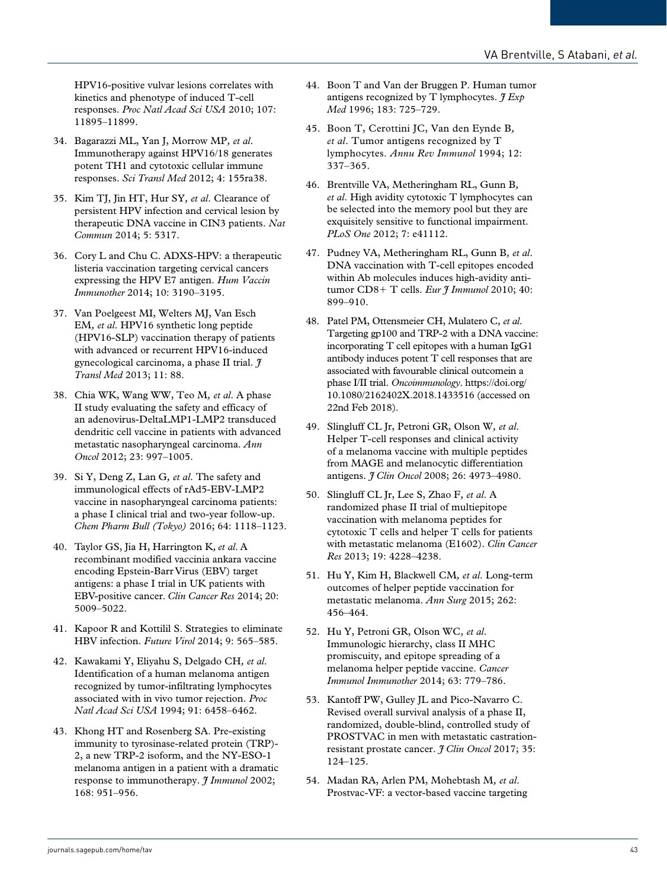HPV16-positive vulvar lesions correlates with kinetics and phenotype of induced T-cell responses. *Proc Natl Acad Sci USA* 2010; 107: 11895–11899.

34. Bagarazzi ML, Yan J, Morrow MP, *et al*. Immunotherapy against HPV16/18 generates potent TH1 and cytotoxic cellular immune responses. *Sci Transl Med* 2012; 4: 155ra38.

35. Kim TJ, Jin HT, Hur SY, *et al*. Clearance of persistent HPV infection and cervical lesion by therapeutic DNA vaccine in CIN3 patients. *Nat Commun* 2014; 5: 5317.

36. Cory L and Chu C. ADXS-HPV: a therapeutic listeria vaccination targeting cervical cancers expressing the HPV E7 antigen. *Hum Vaccin Immunother* 2014; 10: 3190–3195.

37. Van Poelgeest MI, Welters MJ, Van Esch EM, *et al*. HPV16 synthetic long peptide (HPV16-SLP) vaccination therapy of patients with advanced or recurrent HPV16-induced gynecological carcinoma, a phase II trial. *J Transl Med* 2013; 11: 88.

38. Chia WK, Wang WW, Teo M, *et al*. A phase II study evaluating the safety and efficacy of an adenovirus-DeltaLMP1-LMP2 transduced dendritic cell vaccine in patients with advanced metastatic nasopharyngeal carcinoma. *Ann Oncol* 2012; 23: 997–1005.

39. Si Y, Deng Z, Lan G, *et al*. The safety and immunological effects of rAd5-EBV-LMP2 vaccine in nasopharyngeal carcinoma patients: a phase I clinical trial and two-year follow-up. *Chem Pharm Bull (Tokyo)* 2016; 64: 1118–1123.

40. Taylor GS, Jia H, Harrington K, *et al*. A recombinant modified vaccinia ankara vaccine encoding Epstein-Barr Virus (EBV) target antigens: a phase I trial in UK patients with EBV-positive cancer. *Clin Cancer Res* 2014; 20: 5009–5022.

41. Kapoor R and Kottilil S. Strategies to eliminate HBV infection. *Future Virol* 2014; 9: 565–585.

42. Kawakami Y, Eliyahu S, Delgado CH, *et al*. Identification of a human melanoma antigen recognized by tumor-infiltrating lymphocytes associated with in vivo tumor rejection. *Proc Natl Acad Sci USA* 1994; 91: 6458–6462.

43. Khong HT and Rosenberg SA. Pre-existing immunity to tyrosinase-related protein (TRP)-2, a new TRP-2 isoform, and the NY-ESO-1 melanoma antigen in a patient with a dramatic response to immunotherapy. *J Immunol* 2002; 168: 951–956.

44. Boon T and Van der Bruggen P. Human tumor antigens recognized by T lymphocytes. *J Exp Med* 1996; 183: 725–729.

45. Boon T, Cerottini JC, Van den Eynde B, *et al*. Tumor antigens recognized by T lymphocytes. *Annu Rev Immunol* 1994; 12: 337–365.

46. Brentville VA, Metheringham RL, Gunn B, *et al*. High avidity cytotoxic T lymphocytes can be selected into the memory pool but they are exquisitely sensitive to functional impairment. *PLoS One* 2012; 7: e41112.

47. Pudney VA, Metheringham RL, Gunn B, *et al*. DNA vaccination with T-cell epitopes encoded within Ab molecules induces high-avidity anti-tumor CD8+ T cells. *Eur J Immunol* 2010; 40: 899–910.

48. Patel PM, Ottensmeier CH, Mulatero C, *et al*. Targeting gp100 and TRP-2 with a DNA vaccine: incorporating T cell epitopes with a human IgG1 antibody induces potent T cell responses that are associated with favourable clinical outcomein a phase I/II trial. *Oncoimmunology*. https://doi.org/10.1080/2162402X.2018.1433516 (accessed on 22nd Feb 2018).

49. Slingluff CL Jr, Petroni GR, Olson W, *et al*. Helper T-cell responses and clinical activity of a melanoma vaccine with multiple peptides from MAGE and melanocytic differentiation antigens. *J Clin Oncol* 2008; 26: 4973–4980.

50. Slingluff CL Jr, Lee S, Zhao F, *et al*. A randomized phase II trial of multiepitope vaccination with melanoma peptides for cytotoxic T cells and helper T cells for patients with metastatic melanoma (E1602). *Clin Cancer Res* 2013; 19: 4228–4238.

51. Hu Y, Kim H, Blackwell CM, *et al*. Long-term outcomes of helper peptide vaccination for metastatic melanoma. *Ann Surg* 2015; 262: 456–464.

52. Hu Y, Petroni GR, Olson WC, *et al*. Immunologic hierarchy, class II MHC promiscuity, and epitope spreading of a melanoma helper peptide vaccine. *Cancer Immunol Immunother* 2014; 63: 779–786.

53. Kantoff PW, Gulley JL and Pico-Navarro C. Revised overall survival analysis of a phase II, randomized, double-blind, controlled study of PROSTVAC in men with metastatic castration-resistant prostate cancer. *J Clin Oncol* 2017; 35: 124–125.

54. Madan RA, Arlen PM, Mohebtash M, *et al*. Prostvac-VF: a vector-based vaccine targeting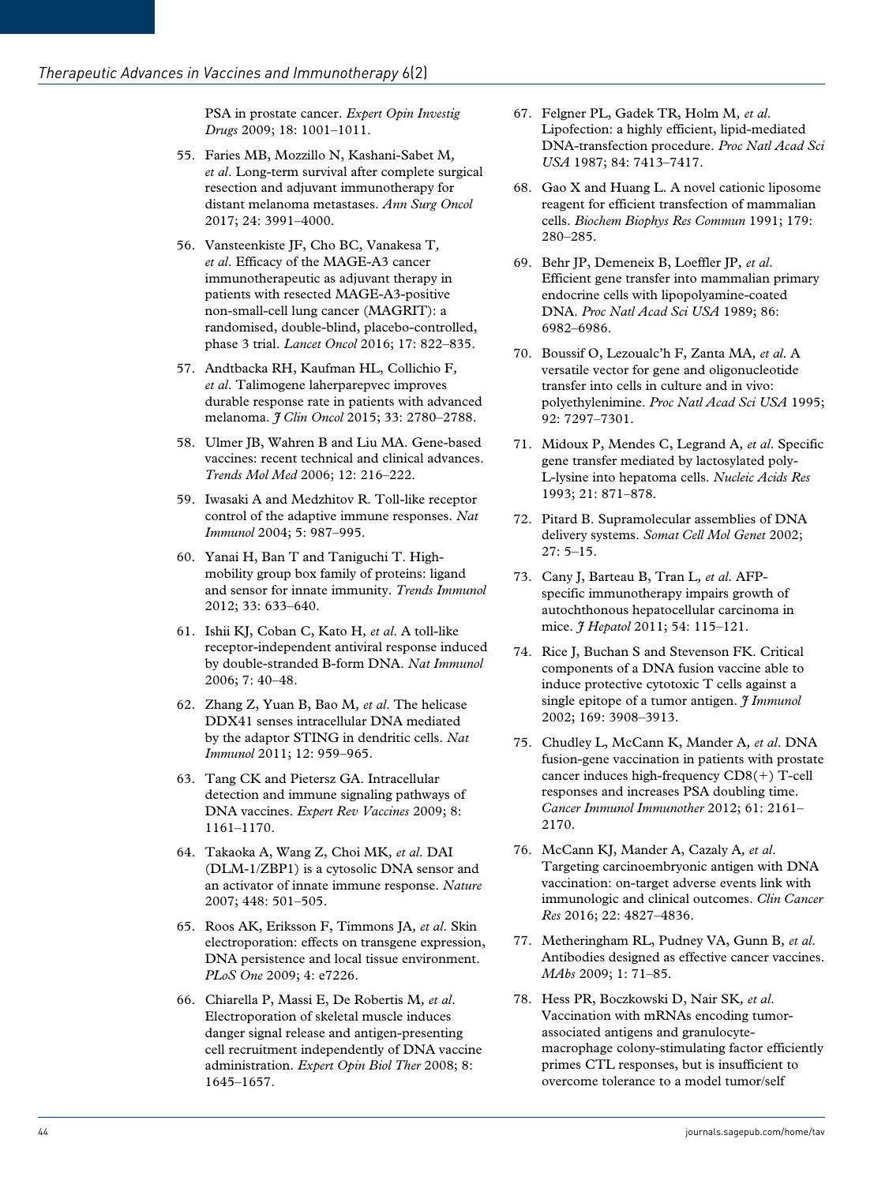PSA in prostate cancer. *Expert Opin Investig Drugs* 2009; 18: 1001–1011.

55. Faries MB, Mozzillo N, Kashani-Sabet M, *et al*. Long-term survival after complete surgical resection and adjuvant immunotherapy for distant melanoma metastases. *Ann Surg Oncol* 2017; 24: 3991–4000.

56. Vansteenkiste JF, Cho BC, Vanakesa T, *et al*. Efficacy of the MAGE-A3 cancer immunotherapeutic as adjuvant therapy in patients with resected MAGE-A3-positive non-small-cell lung cancer (MAGRIT): a randomised, double-blind, placebo-controlled, phase 3 trial. *Lancet Oncol* 2016; 17: 822–835.

57. Andtbacka RH, Kaufman HL, Collichio F, *et al*. Talimogene laherparepvec improves durable response rate in patients with advanced melanoma. *J Clin Oncol* 2015; 33: 2780–2788.

58. Ulmer JB, Wahren B and Liu MA. Gene-based vaccines: recent technical and clinical advances. *Trends Mol Med* 2006; 12: 216–222.

59. Iwasaki A and Medzhitov R. Toll-like receptor control of the adaptive immune responses. *Nat Immunol* 2004; 5: 987–995.

60. Yanai H, Ban T and Taniguchi T. High-mobility group box family of proteins: ligand and sensor for innate immunity. *Trends Immunol* 2012; 33: 633–640.

61. Ishii KJ, Coban C, Kato H, *et al*. A toll-like receptor-independent antiviral response induced by double-stranded B-form DNA. *Nat Immunol* 2006; 7: 40–48.

62. Zhang Z, Yuan B, Bao M, *et al*. The helicase DDX41 senses intracellular DNA mediated by the adaptor STING in dendritic cells. *Nat Immunol* 2011; 12: 959–965.

63. Tang CK and Pietersz GA. Intracellular detection and immune signaling pathways of DNA vaccines. *Expert Rev Vaccines* 2009; 8: 1161–1170.

64. Takaoka A, Wang Z, Choi MK, *et al*. DAI (DLM-1/ZBP1) is a cytosolic DNA sensor and an activator of innate immune response. *Nature* 2007; 448: 501–505.

65. Roos AK, Eriksson F, Timmons JA, *et al*. Skin electroporation: effects on transgene expression, DNA persistence and local tissue environment. *PLoS One* 2009; 4: e7226.

66. Chiarella P, Massi E, De Robertis M, *et al*. Electroporation of skeletal muscle induces danger signal release and antigen-presenting cell recruitment independently of DNA vaccine administration. *Expert Opin Biol Ther* 2008; 8: 1645–1657.

67. Felgner PL, Gadek TR, Holm M, *et al*. Lipofection: a highly efficient, lipid-mediated DNA-transfection procedure. *Proc Natl Acad Sci USA* 1987; 84: 7413–7417.

68. Gao X and Huang L. A novel cationic liposome reagent for efficient transfection of mammalian cells. *Biochem Biophys Res Commun* 1991; 179: 280–285.

69. Behr JP, Demeneix B, Loeffler JP, *et al*. Efficient gene transfer into mammalian primary endocrine cells with lipopolyamine-coated DNA. *Proc Natl Acad Sci USA* 1989; 86: 6982–6986.

70. Boussif O, Lezoualc'h F, Zanta MA, *et al*. A versatile vector for gene and oligonucleotide transfer into cells in culture and in vivo: polyethylenimine. *Proc Natl Acad Sci USA* 1995; 92: 7297–7301.

71. Midoux P, Mendes C, Legrand A, *et al*. Specific gene transfer mediated by lactosylated poly-L-lysine into hepatoma cells. *Nucleic Acids Res* 1993; 21: 871–878.

72. Pitard B. Supramolecular assemblies of DNA delivery systems. *Somat Cell Mol Genet* 2002; 27: 5–15.

73. Cany J, Barteau B, Tran L, *et al*. AFP-specific immunotherapy impairs growth of autochthonous hepatocellular carcinoma in mice. *J Hepatol* 2011; 54: 115–121.

74. Rice J, Buchan S and Stevenson FK. Critical components of a DNA fusion vaccine able to induce protective cytotoxic T cells against a single epitope of a tumor antigen. *J Immunol* 2002; 169: 3908–3913.

75. Chudley L, McCann K, Mander A, *et al*. DNA fusion-gene vaccination in patients with prostate cancer induces high-frequency CD8(+) T-cell responses and increases PSA doubling time. *Cancer Immunol Immunother* 2012; 61: 2161–2170.

76. McCann KJ, Mander A, Cazaly A, *et al*. Targeting carcinoembryonic antigen with DNA vaccination: on-target adverse events link with immunologic and clinical outcomes. *Clin Cancer Res* 2016; 22: 4827–4836.

77. Metheringham RL, Pudney VA, Gunn B, *et al*. Antibodies designed as effective cancer vaccines. *MAbs* 2009; 1: 71–85.

78. Hess PR, Boczkowski D, Nair SK, *et al*. Vaccination with mRNAs encoding tumor-associated antigens and granulocyte-macrophage colony-stimulating factor efficiently primes CTL responses, but is insufficient to overcome tolerance to a model tumor/self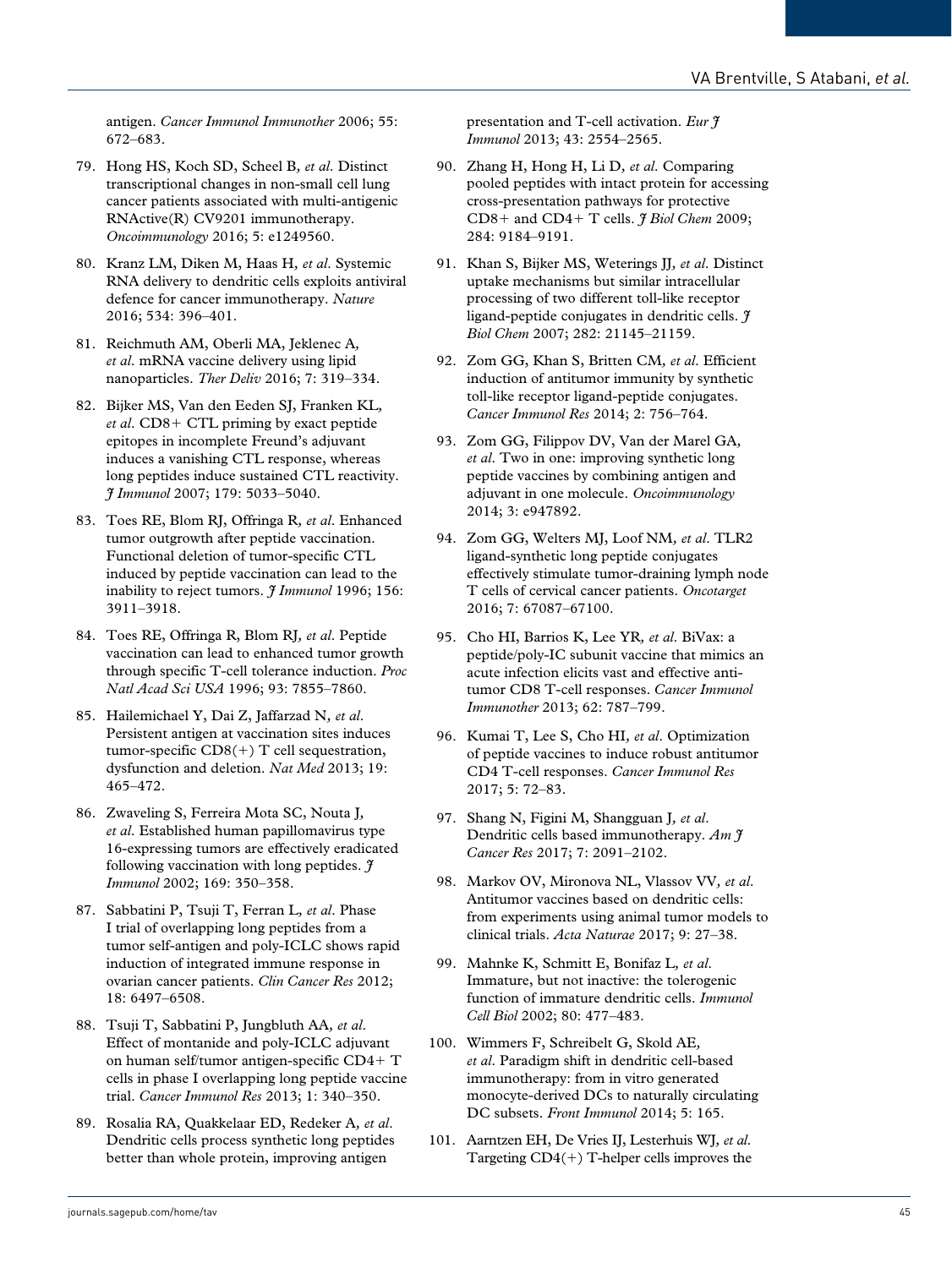antigen. *Cancer Immunol Immunother* 2006; 55: 672–683.

79. Hong HS, Koch SD, Scheel B*, et al.* Distinct transcriptional changes in non-small cell lung cancer patients associated with multi-antigenic RNActive(R) CV9201 immunotherapy. *Oncoimmunology* 2016; 5: e1249560.

80. Kranz LM, Diken M, Haas H*, et al.* Systemic RNA delivery to dendritic cells exploits antiviral defence for cancer immunotherapy. *Nature* 2016; 534: 396–401.

81. Reichmuth AM, Oberli MA, Jeklenec A*, et al.* mRNA vaccine delivery using lipid nanoparticles. *Ther Deliv* 2016; 7: 319–334.

82. Bijker MS, Van den Eeden SJ, Franken KL*, et al.* CD8+ CTL priming by exact peptide epitopes in incomplete Freund's adjuvant induces a vanishing CTL response, whereas long peptides induce sustained CTL reactivity. *J Immunol* 2007; 179: 5033–5040.

83. Toes RE, Blom RJ, Offringa R*, et al.* Enhanced tumor outgrowth after peptide vaccination. Functional deletion of tumor-specific CTL induced by peptide vaccination can lead to the inability to reject tumors. *J Immunol* 1996; 156: 3911–3918.

84. Toes RE, Offringa R, Blom RJ*, et al.* Peptide vaccination can lead to enhanced tumor growth through specific T-cell tolerance induction. *Proc Natl Acad Sci USA* 1996; 93: 7855–7860.

85. Hailemichael Y, Dai Z, Jaffarzad N*, et al.* Persistent antigen at vaccination sites induces tumor-specific CD8(+) T cell sequestration, dysfunction and deletion. *Nat Med* 2013; 19: 465–472.

86. Zwaveling S, Ferreira Mota SC, Nouta J*, et al.* Established human papillomavirus type 16-expressing tumors are effectively eradicated following vaccination with long peptides. *J Immunol* 2002; 169: 350–358.

87. Sabbatini P, Tsuji T, Ferran L*, et al.* Phase I trial of overlapping long peptides from a tumor self-antigen and poly-ICLC shows rapid induction of integrated immune response in ovarian cancer patients. *Clin Cancer Res* 2012; 18: 6497–6508.

88. Tsuji T, Sabbatini P, Jungbluth AA*, et al.* Effect of montanide and poly-ICLC adjuvant on human self/tumor antigen-specific CD4+ T cells in phase I overlapping long peptide vaccine trial. *Cancer Immunol Res* 2013; 1: 340–350.

89. Rosalia RA, Quakkelaar ED, Redeker A*, et al.* Dendritic cells process synthetic long peptides better than whole protein, improving antigen presentation and T-cell activation. *Eur J Immunol* 2013; 43: 2554–2565.

90. Zhang H, Hong H, Li D*, et al.* Comparing pooled peptides with intact protein for accessing cross-presentation pathways for protective CD8+ and CD4+ T cells. *J Biol Chem* 2009; 284: 9184–9191.

91. Khan S, Bijker MS, Weterings JJ*, et al.* Distinct uptake mechanisms but similar intracellular processing of two different toll-like receptor ligand-peptide conjugates in dendritic cells. *J Biol Chem* 2007; 282: 21145–21159.

92. Zom GG, Khan S, Britten CM*, et al.* Efficient induction of antitumor immunity by synthetic toll-like receptor ligand-peptide conjugates. *Cancer Immunol Res* 2014; 2: 756–764.

93. Zom GG, Filippov DV, Van der Marel GA*, et al.* Two in one: improving synthetic long peptide vaccines by combining antigen and adjuvant in one molecule. *Oncoimmunology* 2014; 3: e947892.

94. Zom GG, Welters MJ, Loof NM*, et al.* TLR2 ligand-synthetic long peptide conjugates effectively stimulate tumor-draining lymph node T cells of cervical cancer patients. *Oncotarget* 2016; 7: 67087–67100.

95. Cho HI, Barrios K, Lee YR*, et al.* BiVax: a peptide/poly-IC subunit vaccine that mimics an acute infection elicits vast and effective anti-tumor CD8 T-cell responses. *Cancer Immunol Immunother* 2013; 62: 787–799.

96. Kumai T, Lee S, Cho HI*, et al.* Optimization of peptide vaccines to induce robust antitumor CD4 T-cell responses. *Cancer Immunol Res* 2017; 5: 72–83.

97. Shang N, Figini M, Shangguan J*, et al.* Dendritic cells based immunotherapy. *Am J Cancer Res* 2017; 7: 2091–2102.

98. Markov OV, Mironova NL, Vlassov VV*, et al.* Antitumor vaccines based on dendritic cells: from experiments using animal tumor models to clinical trials. *Acta Naturae* 2017; 9: 27–38.

99. Mahnke K, Schmitt E, Bonifaz L*, et al.* Immature, but not inactive: the tolerogenic function of immature dendritic cells. *Immunol Cell Biol* 2002; 80: 477–483.

100. Wimmers F, Schreibelt G, Skold AE*, et al.* Paradigm shift in dendritic cell-based immunotherapy: from in vitro generated monocyte-derived DCs to naturally circulating DC subsets. *Front Immunol* 2014; 5: 165.

101. Aarntzen EH, De Vries IJ, Lesterhuis WJ*, et al.* Targeting CD4(+) T-helper cells improves the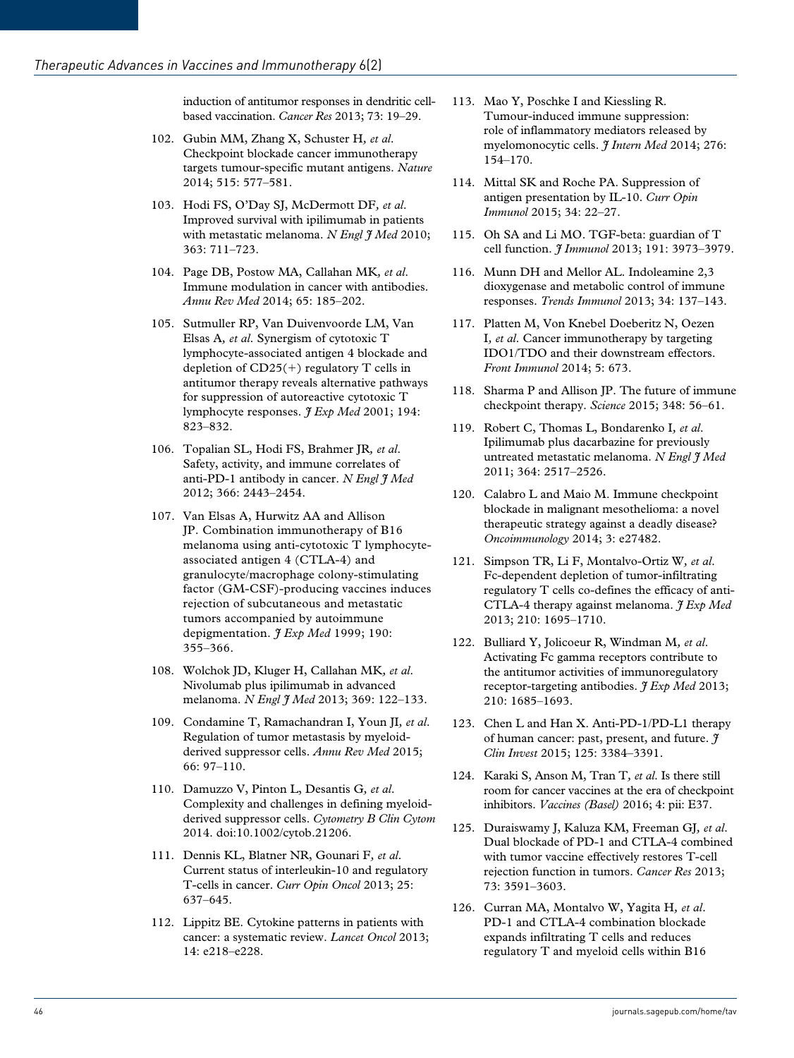induction of antitumor responses in dendritic cell-based vaccination. *Cancer Res* 2013; 73: 19–29.

102. Gubin MM, Zhang X, Schuster H, *et al.* Checkpoint blockade cancer immunotherapy targets tumour-specific mutant antigens. *Nature* 2014; 515: 577–581.

103. Hodi FS, O'Day SJ, McDermott DF, *et al.* Improved survival with ipilimumab in patients with metastatic melanoma. *N Engl J Med* 2010; 363: 711–723.

104. Page DB, Postow MA, Callahan MK, *et al.* Immune modulation in cancer with antibodies. *Annu Rev Med* 2014; 65: 185–202.

105. Sutmuller RP, Van Duivenvoorde LM, Van Elsas A, *et al.* Synergism of cytotoxic T lymphocyte-associated antigen 4 blockade and depletion of CD25(+) regulatory T cells in antitumor therapy reveals alternative pathways for suppression of autoreactive cytotoxic T lymphocyte responses. *J Exp Med* 2001; 194: 823–832.

106. Topalian SL, Hodi FS, Brahmer JR, *et al.* Safety, activity, and immune correlates of anti-PD-1 antibody in cancer. *N Engl J Med* 2012; 366: 2443–2454.

107. Van Elsas A, Hurwitz AA and Allison JP. Combination immunotherapy of B16 melanoma using anti-cytotoxic T lymphocyte-associated antigen 4 (CTLA-4) and granulocyte/macrophage colony-stimulating factor (GM-CSF)-producing vaccines induces rejection of subcutaneous and metastatic tumors accompanied by autoimmune depigmentation. *J Exp Med* 1999; 190: 355–366.

108. Wolchok JD, Kluger H, Callahan MK, *et al.* Nivolumab plus ipilimumab in advanced melanoma. *N Engl J Med* 2013; 369: 122–133.

109. Condamine T, Ramachandran I, Youn JI, *et al.* Regulation of tumor metastasis by myeloid-derived suppressor cells. *Annu Rev Med* 2015; 66: 97–110.

110. Damuzzo V, Pinton L, Desantis G, *et al.* Complexity and challenges in defining myeloid-derived suppressor cells. *Cytometry B Clin Cytom* 2014. doi:10.1002/cytob.21206.

111. Dennis KL, Blatner NR, Gounari F, *et al.* Current status of interleukin-10 and regulatory T-cells in cancer. *Curr Opin Oncol* 2013; 25: 637–645.

112. Lippitz BE. Cytokine patterns in patients with cancer: a systematic review. *Lancet Oncol* 2013; 14: e218–e228.

113. Mao Y, Poschke I and Kiessling R. Tumour-induced immune suppression: role of inflammatory mediators released by myelomonocytic cells. *J Intern Med* 2014; 276: 154–170.

114. Mittal SK and Roche PA. Suppression of antigen presentation by IL-10. *Curr Opin Immunol* 2015; 34: 22–27.

115. Oh SA and Li MO. TGF-beta: guardian of T cell function. *J Immunol* 2013; 191: 3973–3979.

116. Munn DH and Mellor AL. Indoleamine 2,3 dioxygenase and metabolic control of immune responses. *Trends Immunol* 2013; 34: 137–143.

117. Platten M, Von Knebel Doeberitz N, Oezen I, *et al.* Cancer immunotherapy by targeting IDO1/TDO and their downstream effectors. *Front Immunol* 2014; 5: 673.

118. Sharma P and Allison JP. The future of immune checkpoint therapy. *Science* 2015; 348: 56–61.

119. Robert C, Thomas L, Bondarenko I, *et al.* Ipilimumab plus dacarbazine for previously untreated metastatic melanoma. *N Engl J Med* 2011; 364: 2517–2526.

120. Calabro L and Maio M. Immune checkpoint blockade in malignant mesothelioma: a novel therapeutic strategy against a deadly disease? *Oncoimmunology* 2014; 3: e27482.

121. Simpson TR, Li F, Montalvo-Ortiz W, *et al.* Fc-dependent depletion of tumor-infiltrating regulatory T cells co-defines the efficacy of anti-CTLA-4 therapy against melanoma. *J Exp Med* 2013; 210: 1695–1710.

122. Bulliard Y, Jolicoeur R, Windman M, *et al.* Activating Fc gamma receptors contribute to the antitumor activities of immunoregulatory receptor-targeting antibodies. *J Exp Med* 2013; 210: 1685–1693.

123. Chen L and Han X. Anti-PD-1/PD-L1 therapy of human cancer: past, present, and future. *J Clin Invest* 2015; 125: 3384–3391.

124. Karaki S, Anson M, Tran T, *et al.* Is there still room for cancer vaccines at the era of checkpoint inhibitors. *Vaccines (Basel)* 2016; 4: pii: E37.

125. Duraiswamy J, Kaluza KM, Freeman GJ, *et al.* Dual blockade of PD-1 and CTLA-4 combined with tumor vaccine effectively restores T-cell rejection function in tumors. *Cancer Res* 2013; 73: 3591–3603.

126. Curran MA, Montalvo W, Yagita H, *et al.* PD-1 and CTLA-4 combination blockade expands infiltrating T cells and reduces regulatory T and myeloid cells within B16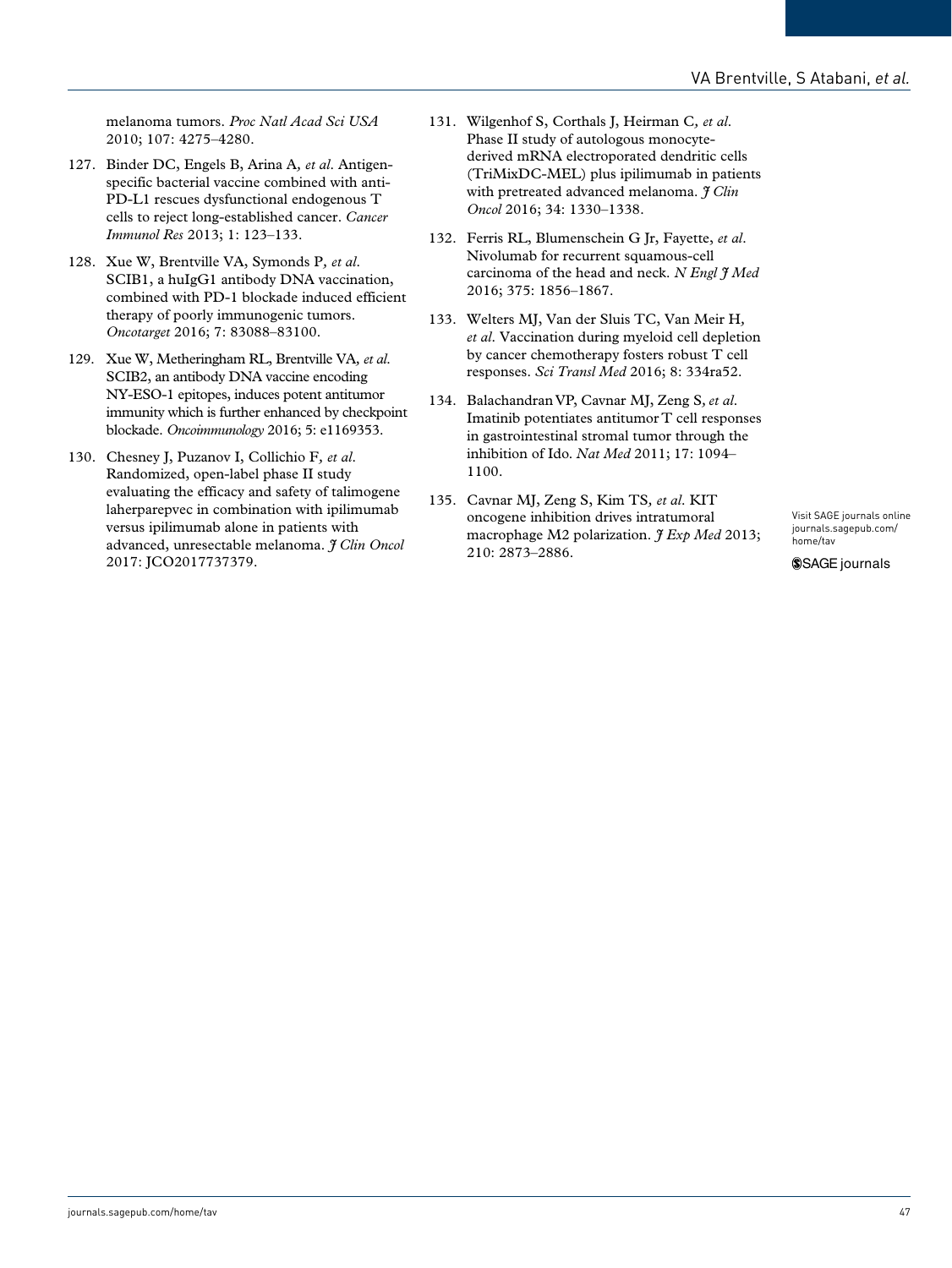melanoma tumors. *Proc Natl Acad Sci USA* 2010; 107: 4275–4280.

127. Binder DC, Engels B, Arina A, *et al*. Antigen-specific bacterial vaccine combined with anti-PD-L1 rescues dysfunctional endogenous T cells to reject long-established cancer. *Cancer Immunol Res* 2013; 1: 123–133.

128. Xue W, Brentville VA, Symonds P, *et al*. SCIB1, a huIgG1 antibody DNA vaccination, combined with PD-1 blockade induced efficient therapy of poorly immunogenic tumors. *Oncotarget* 2016; 7: 83088–83100.

129. Xue W, Metheringham RL, Brentville VA, *et al*. SCIB2, an antibody DNA vaccine encoding NY-ESO-1 epitopes, induces potent antitumor immunity which is further enhanced by checkpoint blockade. *Oncoimmunology* 2016; 5: e1169353.

130. Chesney J, Puzanov I, Collichio F, *et al*. Randomized, open-label phase II study evaluating the efficacy and safety of talimogene laherparepvec in combination with ipilimumab versus ipilimumab alone in patients with advanced, unresectable melanoma. *J Clin Oncol* 2017: JCO2017737379.

131. Wilgenhof S, Corthals J, Heirman C, *et al*. Phase II study of autologous monocyte-derived mRNA electroporated dendritic cells (TriMixDC-MEL) plus ipilimumab in patients with pretreated advanced melanoma. *J Clin Oncol* 2016; 34: 1330–1338.

132. Ferris RL, Blumenschein G Jr, Fayette, *et al*. Nivolumab for recurrent squamous-cell carcinoma of the head and neck. *N Engl J Med* 2016; 375: 1856–1867.

133. Welters MJ, Van der Sluis TC, Van Meir H, *et al*. Vaccination during myeloid cell depletion by cancer chemotherapy fosters robust T cell responses. *Sci Transl Med* 2016; 8: 334ra52.

134. Balachandran VP, Cavnar MJ, Zeng S, *et al*. Imatinib potentiates antitumor T cell responses in gastrointestinal stromal tumor through the inhibition of Ido. *Nat Med* 2011; 17: 1094–1100.

135. Cavnar MJ, Zeng S, Kim TS, *et al*. KIT oncogene inhibition drives intratumoral macrophage M2 polarization. *J Exp Med* 2013; 210: 2873–2886.

Visit SAGE journals online journals.sagepub.com/home/tav

SAGE journals